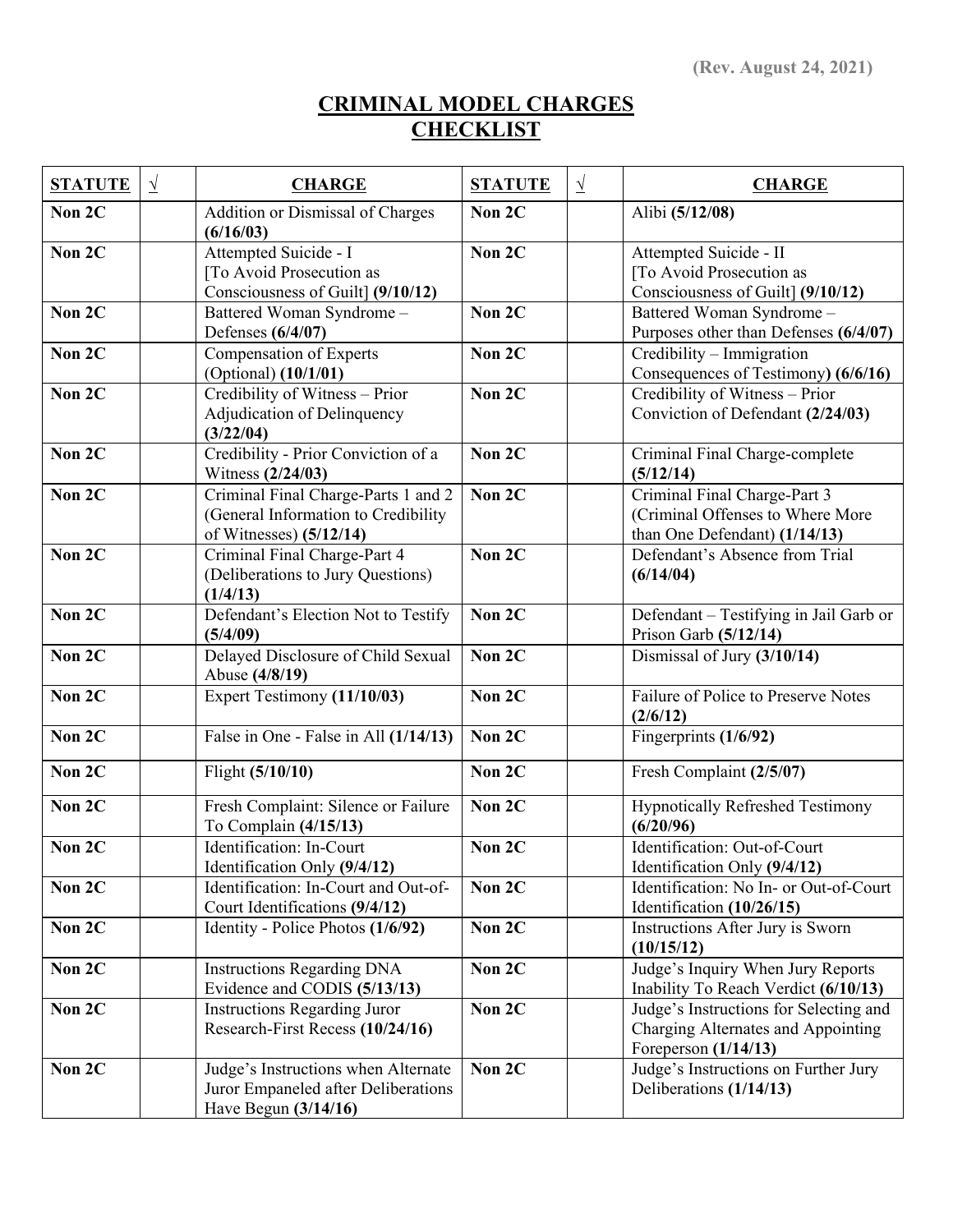(Rev. August 24, 2021)

# CRIMINAL MODEL CHARGES
# CHECKLIST

| STATUTE | √ | CHARGE | STATUTE | √ | CHARGE |
|---|---|---|---|---|---|
| **Non 2C** | | Addition or Dismissal of Charges **(6/16/03)** | **Non 2C** | | Alibi **(5/12/08)** |
| **Non 2C** | | Attempted Suicide - I [To Avoid Prosecution as Consciousness of Guilt] **(9/10/12)** | **Non 2C** | | Attempted Suicide - II [To Avoid Prosecution as Consciousness of Guilt] **(9/10/12)** |
| **Non 2C** | | Battered Woman Syndrome – Defenses **(6/4/07)** | **Non 2C** | | Battered Woman Syndrome – Purposes other than Defenses **(6/4/07)** |
| **Non 2C** | | Compensation of Experts (Optional) **(10/1/01)** | **Non 2C** | | Credibility – Immigration Consequences of Testimony**) (6/6/16)** |
| **Non 2C** | | Credibility of Witness – Prior Adjudication of Delinquency **(3/22/04)** | **Non 2C** | | Credibility of Witness – Prior Conviction of Defendant **(2/24/03)** |
| **Non 2C** | | Credibility - Prior Conviction of a Witness **(2/24/03)** | **Non 2C** | | Criminal Final Charge-complete **(5/12/14)** |
| **Non 2C** | | Criminal Final Charge-Parts 1 and 2 (General Information to Credibility of Witnesses) **(5/12/14)** | **Non 2C** | | Criminal Final Charge-Part 3 (Criminal Offenses to Where More than One Defendant) **(1/14/13)** |
| **Non 2C** | | Criminal Final Charge-Part 4 (Deliberations to Jury Questions) **(1/4/13)** | **Non 2C** | | Defendant's Absence from Trial **(6/14/04)** |
| **Non 2C** | | Defendant's Election Not to Testify **(5/4/09)** | **Non 2C** | | Defendant – Testifying in Jail Garb or Prison Garb **(5/12/14)** |
| **Non 2C** | | Delayed Disclosure of Child Sexual Abuse **(4/8/19)** | **Non 2C** | | Dismissal of Jury **(3/10/14)** |
| **Non 2C** | | Expert Testimony **(11/10/03)** | **Non 2C** | | Failure of Police to Preserve Notes **(2/6/12)** |
| **Non 2C** | | False in One - False in All **(1/14/13)** | **Non 2C** | | Fingerprints **(1/6/92)** |
| **Non 2C** | | Flight **(5/10/10)** | **Non 2C** | | Fresh Complaint **(2/5/07)** |
| **Non 2C** | | Fresh Complaint: Silence or Failure To Complain **(4/15/13)** | **Non 2C** | | Hypnotically Refreshed Testimony **(6/20/96)** |
| **Non 2C** | | Identification: In-Court Identification Only **(9/4/12)** | **Non 2C** | | Identification: Out-of-Court Identification Only **(9/4/12)** |
| **Non 2C** | | Identification: In-Court and Out-of-Court Identifications **(9/4/12)** | **Non 2C** | | Identification: No In- or Out-of-Court Identification **(10/26/15)** |
| **Non 2C** | | Identity - Police Photos **(1/6/92)** | **Non 2C** | | Instructions After Jury is Sworn **(10/15/12)** |
| **Non 2C** | | Instructions Regarding DNA Evidence and CODIS **(5/13/13)** | **Non 2C** | | Judge's Inquiry When Jury Reports Inability To Reach Verdict **(6/10/13)** |
| **Non 2C** | | Instructions Regarding Juror Research-First Recess **(10/24/16)** | **Non 2C** | | Judge's Instructions for Selecting and Charging Alternates and Appointing Foreperson **(1/14/13)** |
| **Non 2C** | | Judge's Instructions when Alternate Juror Empaneled after Deliberations Have Begun **(3/14/16)** | **Non 2C** | | Judge's Instructions on Further Jury Deliberations **(1/14/13)** |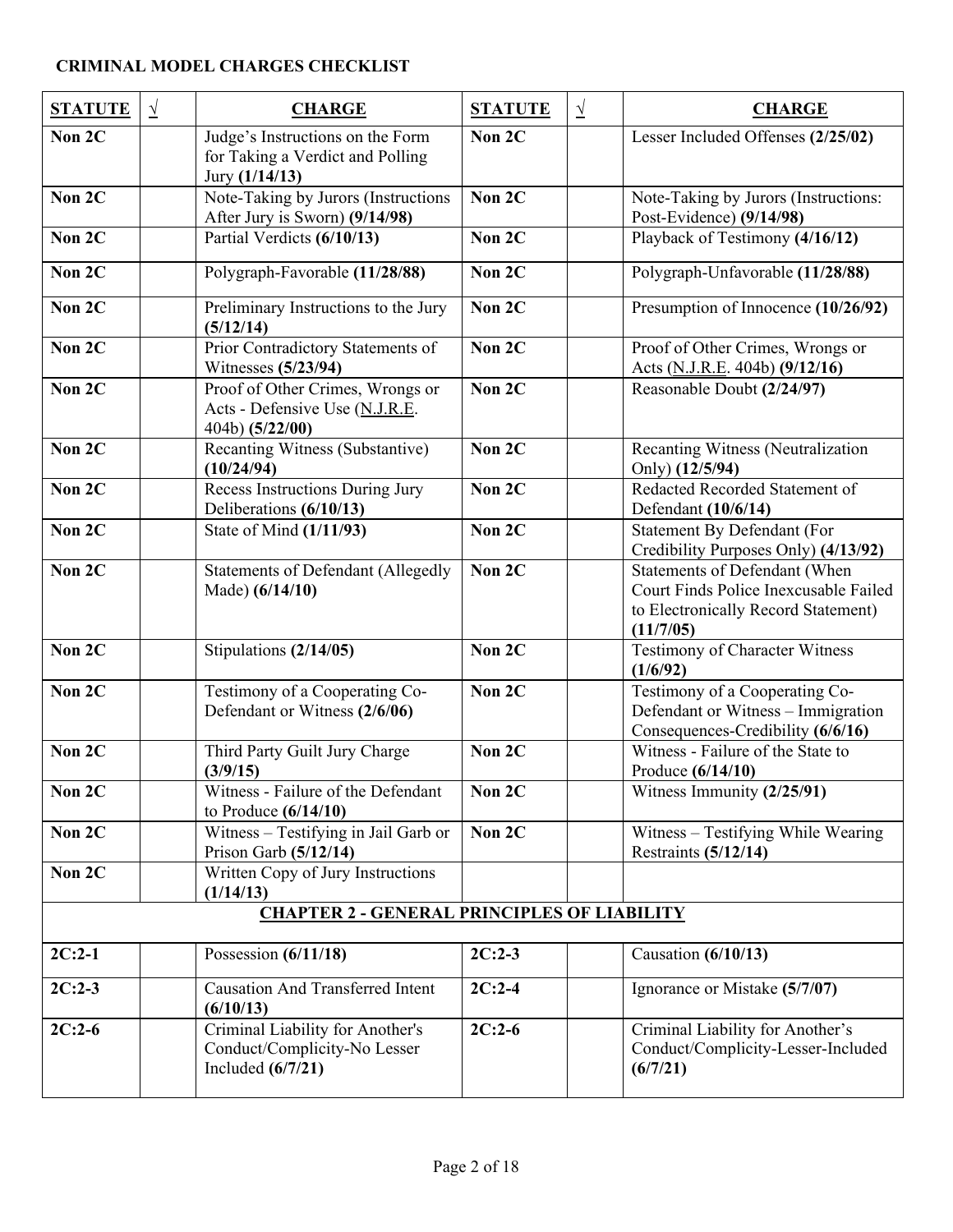**CRIMINAL MODEL CHARGES CHECKLIST**

| STATUTE | √ | CHARGE | STATUTE | √ | CHARGE |
|---|---|---|---|---|---|
| **Non 2C** | | Judge's Instructions on the Form for Taking a Verdict and Polling Jury **(1/14/13)** | **Non 2C** | | Lesser Included Offenses **(2/25/02)** |
| **Non 2C** | | Note-Taking by Jurors (Instructions After Jury is Sworn) **(9/14/98)** | **Non 2C** | | Note-Taking by Jurors (Instructions: Post-Evidence) **(9/14/98)** |
| **Non 2C** | | Partial Verdicts **(6/10/13)** | **Non 2C** | | Playback of Testimony **(4/16/12)** |
| **Non 2C** | | Polygraph-Favorable **(11/28/88)** | **Non 2C** | | Polygraph-Unfavorable **(11/28/88)** |
| **Non 2C** | | Preliminary Instructions to the Jury **(5/12/14)** | **Non 2C** | | Presumption of Innocence **(10/26/92)** |
| **Non 2C** | | Prior Contradictory Statements of Witnesses **(5/23/94)** | **Non 2C** | | Proof of Other Crimes, Wrongs or Acts (N.J.R.E. 404b) **(9/12/16)** |
| **Non 2C** | | Proof of Other Crimes, Wrongs or Acts - Defensive Use (N.J.R.E. 404b) **(5/22/00)** | **Non 2C** | | Reasonable Doubt **(2/24/97)** |
| **Non 2C** | | Recanting Witness (Substantive) **(10/24/94)** | **Non 2C** | | Recanting Witness (Neutralization Only) **(12/5/94)** |
| **Non 2C** | | Recess Instructions During Jury Deliberations **(6/10/13)** | **Non 2C** | | Redacted Recorded Statement of Defendant **(10/6/14)** |
| **Non 2C** | | State of Mind **(1/11/93)** | **Non 2C** | | Statement By Defendant (For Credibility Purposes Only) **(4/13/92)** |
| **Non 2C** | | Statements of Defendant (Allegedly Made) **(6/14/10)** | **Non 2C** | | Statements of Defendant (When Court Finds Police Inexcusable Failed to Electronically Record Statement) **(11/7/05)** |
| **Non 2C** | | Stipulations **(2/14/05)** | **Non 2C** | | Testimony of Character Witness **(1/6/92)** |
| **Non 2C** | | Testimony of a Cooperating Co-Defendant or Witness **(2/6/06)** | **Non 2C** | | Testimony of a Cooperating Co-Defendant or Witness – Immigration Consequences-Credibility **(6/6/16)** |
| **Non 2C** | | Third Party Guilt Jury Charge **(3/9/15)** | **Non 2C** | | Witness - Failure of the State to Produce **(6/14/10)** |
| **Non 2C** | | Witness - Failure of the Defendant to Produce **(6/14/10)** | **Non 2C** | | Witness Immunity **(2/25/91)** |
| **Non 2C** | | Witness – Testifying in Jail Garb or Prison Garb **(5/12/14)** | **Non 2C** | | Witness – Testifying While Wearing Restraints **(5/12/14)** |
| **Non 2C** | | Written Copy of Jury Instructions **(1/14/13)** | | | |
| | | **CHAPTER 2 - GENERAL PRINCIPLES OF LIABILITY** | | | |
| **2C:2-1** | | Possession **(6/11/18)** | **2C:2-3** | | Causation **(6/10/13)** |
| **2C:2-3** | | Causation And Transferred Intent **(6/10/13)** | **2C:2-4** | | Ignorance or Mistake **(5/7/07)** |
| **2C:2-6** | | Criminal Liability for Another's Conduct/Complicity-No Lesser Included **(6/7/21)** | **2C:2-6** | | Criminal Liability for Another's Conduct/Complicity-Lesser-Included **(6/7/21)** |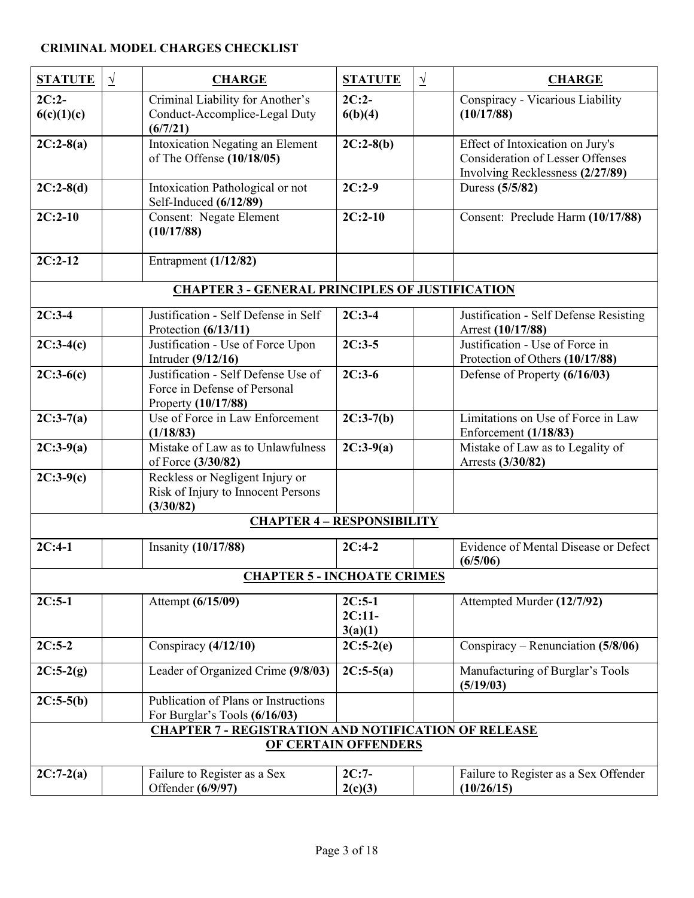**CRIMINAL MODEL CHARGES CHECKLIST**

| **STATUTE** | √ | **CHARGE** | **STATUTE** | √ | **CHARGE** |
|---|---|---|---|---|---|
| **2C:2-6(c)(1)(c)** | | Criminal Liability for Another's Conduct-Accomplice-Legal Duty **(6/7/21)** | **2C:2-6(b)(4)** | | Conspiracy - Vicarious Liability **(10/17/88)** |
| **2C:2-8(a)** | | Intoxication Negating an Element of The Offense **(10/18/05)** | **2C:2-8(b)** | | Effect of Intoxication on Jury's Consideration of Lesser Offenses Involving Recklessness **(2/27/89)** |
| **2C:2-8(d)** | | Intoxication Pathological or not Self-Induced **(6/12/89)** | **2C:2-9** | | Duress **(5/5/82)** |
| **2C:2-10** | | Consent: Negate Element **(10/17/88)** | **2C:2-10** | | Consent: Preclude Harm **(10/17/88)** |
| **2C:2-12** | | Entrapment **(1/12/82)** | | | |
| | | **CHAPTER 3 - GENERAL PRINCIPLES OF JUSTIFICATION** | | | |
| **2C:3-4** | | Justification - Self Defense in Self Protection **(6/13/11)** | **2C:3-4** | | Justification - Self Defense Resisting Arrest **(10/17/88)** |
| **2C:3-4(c)** | | Justification - Use of Force Upon Intruder **(9/12/16)** | **2C:3-5** | | Justification - Use of Force in Protection of Others **(10/17/88)** |
| **2C:3-6(c)** | | Justification - Self Defense Use of Force in Defense of Personal Property **(10/17/88)** | **2C:3-6** | | Defense of Property **(6/16/03)** |
| **2C:3-7(a)** | | Use of Force in Law Enforcement **(1/18/83)** | **2C:3-7(b)** | | Limitations on Use of Force in Law Enforcement **(1/18/83)** |
| **2C:3-9(a)** | | Mistake of Law as to Unlawfulness of Force **(3/30/82)** | **2C:3-9(a)** | | Mistake of Law as to Legality of Arrests **(3/30/82)** |
| **2C:3-9(c)** | | Reckless or Negligent Injury or Risk of Injury to Innocent Persons **(3/30/82)** | | | |
| | | **CHAPTER 4 – RESPONSIBILITY** | | | |
| **2C:4-1** | | Insanity **(10/17/88)** | **2C:4-2** | | Evidence of Mental Disease or Defect **(6/5/06)** |
| | | **CHAPTER 5 - INCHOATE CRIMES** | | | |
| **2C:5-1** | | Attempt **(6/15/09)** | **2C:5-1 2C:11-3(a)(1)** | | Attempted Murder **(12/7/92)** |
| **2C:5-2** | | Conspiracy **(4/12/10)** | **2C:5-2(e)** | | Conspiracy – Renunciation **(5/8/06)** |
| **2C:5-2(g)** | | Leader of Organized Crime **(9/8/03)** | **2C:5-5(a)** | | Manufacturing of Burglar's Tools **(5/19/03)** |
| **2C:5-5(b)** | | Publication of Plans or Instructions For Burglar's Tools **(6/16/03)** | | | |
| | | **CHAPTER 7 - REGISTRATION AND NOTIFICATION OF RELEASE OF CERTAIN OFFENDERS** | | | |
| **2C:7-2(a)** | | Failure to Register as a Sex Offender **(6/9/97)** | **2C:7-2(c)(3)** | | Failure to Register as a Sex Offender **(10/26/15)** |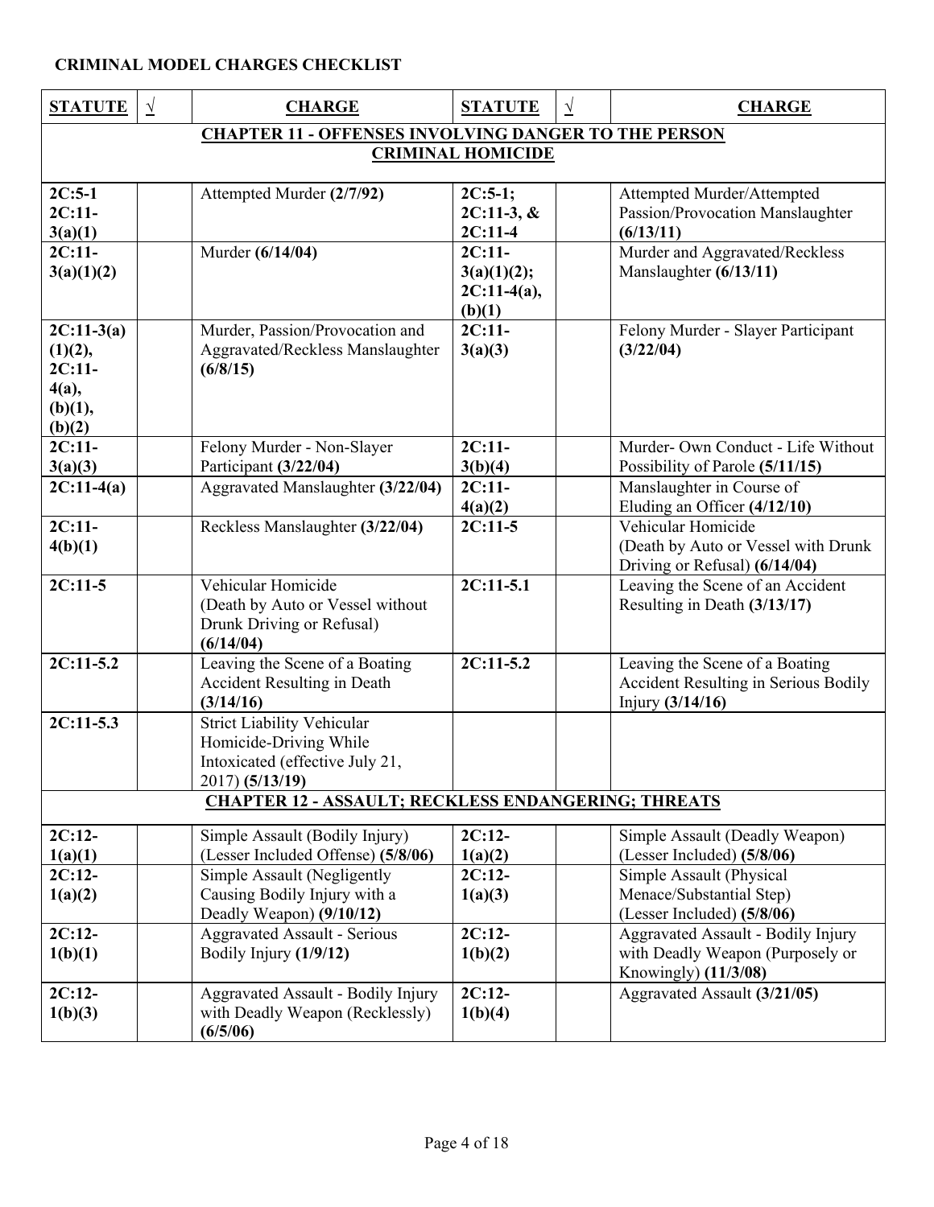**CRIMINAL MODEL CHARGES CHECKLIST**

| **STATUTE** | **√** | **CHARGE** | **STATUTE** | **√** | **CHARGE** |
|---|---|---|---|---|---|
| **CHAPTER 11 - OFFENSES INVOLVING DANGER TO THE PERSON CRIMINAL HOMICIDE** | | | | | |
| **2C:5-1 2C:11-3(a)(1)** | | Attempted Murder **(2/7/92)** | **2C:5-1; 2C:11-3, & 2C:11-4** | | Attempted Murder/Attempted Passion/Provocation Manslaughter **(6/13/11)** |
| **2C:11-3(a)(1)(2)** | | Murder **(6/14/04)** | **2C:11-3(a)(1)(2); 2C:11-4(a), (b)(1)** | | Murder and Aggravated/Reckless Manslaughter **(6/13/11)** |
| **2C:11-3(a)(1)(2), 2C:11-4(a), (b)(1), (b)(2)** | | Murder, Passion/Provocation and Aggravated/Reckless Manslaughter **(6/8/15)** | **2C:11-3(a)(3)** | | Felony Murder - Slayer Participant **(3/22/04)** |
| **2C:11-3(a)(3)** | | Felony Murder - Non-Slayer Participant **(3/22/04)** | **2C:11-3(b)(4)** | | Murder- Own Conduct - Life Without Possibility of Parole **(5/11/15)** |
| **2C:11-4(a)** | | Aggravated Manslaughter **(3/22/04)** | **2C:11-4(a)(2)** | | Manslaughter in Course of Eluding an Officer **(4/12/10)** |
| **2C:11-4(b)(1)** | | Reckless Manslaughter **(3/22/04)** | **2C:11-5** | | Vehicular Homicide (Death by Auto or Vessel with Drunk Driving or Refusal) **(6/14/04)** |
| **2C:11-5** | | Vehicular Homicide (Death by Auto or Vessel without Drunk Driving or Refusal) **(6/14/04)** | **2C:11-5.1** | | Leaving the Scene of an Accident Resulting in Death **(3/13/17)** |
| **2C:11-5.2** | | Leaving the Scene of a Boating Accident Resulting in Death **(3/14/16)** | **2C:11-5.2** | | Leaving the Scene of a Boating Accident Resulting in Serious Bodily Injury **(3/14/16)** |
| **2C:11-5.3** | | Strict Liability Vehicular Homicide-Driving While Intoxicated (effective July 21, 2017) **(5/13/19)** | | | |
| **CHAPTER 12 - ASSAULT; RECKLESS ENDANGERING; THREATS** | | | | | |
| **2C:12-1(a)(1)** | | Simple Assault (Bodily Injury) (Lesser Included Offense) **(5/8/06)** | **2C:12-1(a)(2)** | | Simple Assault (Deadly Weapon) (Lesser Included) **(5/8/06)** |
| **2C:12-1(a)(2)** | | Simple Assault (Negligently Causing Bodily Injury with a Deadly Weapon) **(9/10/12)** | **2C:12-1(a)(3)** | | Simple Assault (Physical Menace/Substantial Step) (Lesser Included) **(5/8/06)** |
| **2C:12-1(b)(1)** | | Aggravated Assault - Serious Bodily Injury **(1/9/12)** | **2C:12-1(b)(2)** | | Aggravated Assault - Bodily Injury with Deadly Weapon (Purposely or Knowingly) **(11/3/08)** |
| **2C:12-1(b)(3)** | | Aggravated Assault - Bodily Injury with Deadly Weapon (Recklessly) **(6/5/06)** | **2C:12-1(b)(4)** | | Aggravated Assault **(3/21/05)** |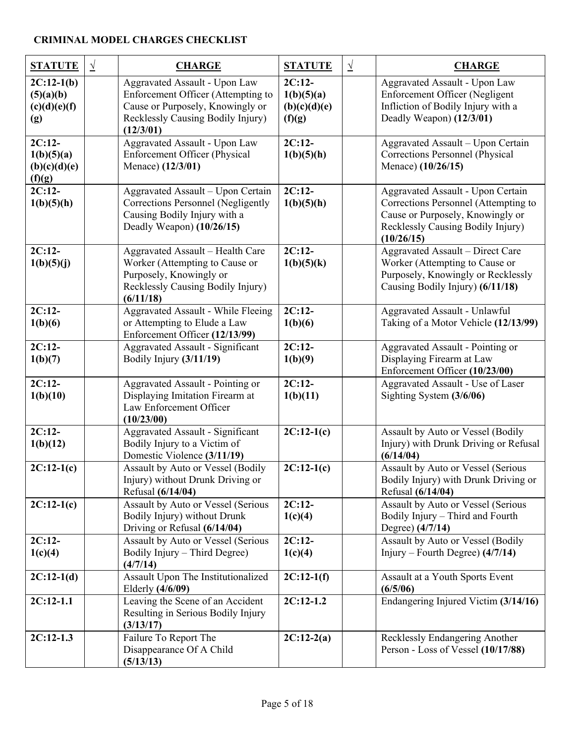**CRIMINAL MODEL CHARGES CHECKLIST**

| **STATUTE** | **√** | **CHARGE** | **STATUTE** | **√** | **CHARGE** |
|---|---|---|---|---|---|
| **2C:12-1(b)(5)(a)(b)(c)(d)(e)(f)(g)** | | Aggravated Assault - Upon Law Enforcement Officer (Attempting to Cause or Purposely, Knowingly or Recklessly Causing Bodily Injury) **(12/3/01)** | **2C:12-1(b)(5)(a)(b)(c)(d)(e)(f)(g)** | | Aggravated Assault - Upon Law Enforcement Officer (Negligent Infliction of Bodily Injury with a Deadly Weapon) **(12/3/01)** |
| **2C:12-1(b)(5)(a)(b)(c)(d)(e)(f)(g)** | | Aggravated Assault - Upon Law Enforcement Officer (Physical Menace) **(12/3/01)** | **2C:12-1(b)(5)(h)** | | Aggravated Assault – Upon Certain Corrections Personnel (Physical Menace) **(10/26/15)** |
| **2C:12-1(b)(5)(h)** | | Aggravated Assault – Upon Certain Corrections Personnel (Negligently Causing Bodily Injury with a Deadly Weapon) **(10/26/15)** | **2C:12-1(b)(5)(h)** | | Aggravated Assault - Upon Certain Corrections Personnel (Attempting to Cause or Purposely, Knowingly or Recklessly Causing Bodily Injury) **(10/26/15)** |
| **2C:12-1(b)(5)(j)** | | Aggravated Assault – Health Care Worker (Attempting to Cause or Purposely, Knowingly or Recklessly Causing Bodily Injury) **(6/11/18)** | **2C:12-1(b)(5)(k)** | | Aggravated Assault – Direct Care Worker (Attempting to Cause or Purposely, Knowingly or Recklessly Causing Bodily Injury) **(6/11/18)** |
| **2C:12-1(b)(6)** | | Aggravated Assault - While Fleeing or Attempting to Elude a Law Enforcement Officer **(12/13/99)** | **2C:12-1(b)(6)** | | Aggravated Assault - Unlawful Taking of a Motor Vehicle **(12/13/99)** |
| **2C:12-1(b)(7)** | | Aggravated Assault - Significant Bodily Injury **(3/11/19)** | **2C:12-1(b)(9)** | | Aggravated Assault - Pointing or Displaying Firearm at Law Enforcement Officer **(10/23/00)** |
| **2C:12-1(b)(10)** | | Aggravated Assault - Pointing or Displaying Imitation Firearm at Law Enforcement Officer **(10/23/00)** | **2C:12-1(b)(11)** | | Aggravated Assault - Use of Laser Sighting System **(3/6/06)** |
| **2C:12-1(b)(12)** | | Aggravated Assault - Significant Bodily Injury to a Victim of Domestic Violence **(3/11/19)** | **2C:12-1(c)** | | Assault by Auto or Vessel (Bodily Injury) with Drunk Driving or Refusal **(6/14/04)** |
| **2C:12-1(c)** | | Assault by Auto or Vessel (Bodily Injury) without Drunk Driving or Refusal **(6/14/04)** | **2C:12-1(c)** | | Assault by Auto or Vessel (Serious Bodily Injury) with Drunk Driving or Refusal **(6/14/04)** |
| **2C:12-1(c)** | | Assault by Auto or Vessel (Serious Bodily Injury) without Drunk Driving or Refusal **(6/14/04)** | **2C:12-1(c)(4)** | | Assault by Auto or Vessel (Serious Bodily Injury – Third and Fourth Degree) **(4/7/14)** |
| **2C:12-1(c)(4)** | | Assault by Auto or Vessel (Serious Bodily Injury – Third Degree) **(4/7/14)** | **2C:12-1(c)(4)** | | Assault by Auto or Vessel (Bodily Injury – Fourth Degree) **(4/7/14)** |
| **2C:12-1(d)** | | Assault Upon The Institutionalized Elderly **(4/6/09)** | **2C:12-1(f)** | | Assault at a Youth Sports Event **(6/5/06)** |
| **2C:12-1.1** | | Leaving the Scene of an Accident Resulting in Serious Bodily Injury **(3/13/17)** | **2C:12-1.2** | | Endangering Injured Victim **(3/14/16)** |
| **2C:12-1.3** | | Failure To Report The Disappearance Of A Child **(5/13/13)** | **2C:12-2(a)** | | Recklessly Endangering Another Person - Loss of Vessel **(10/17/88)** |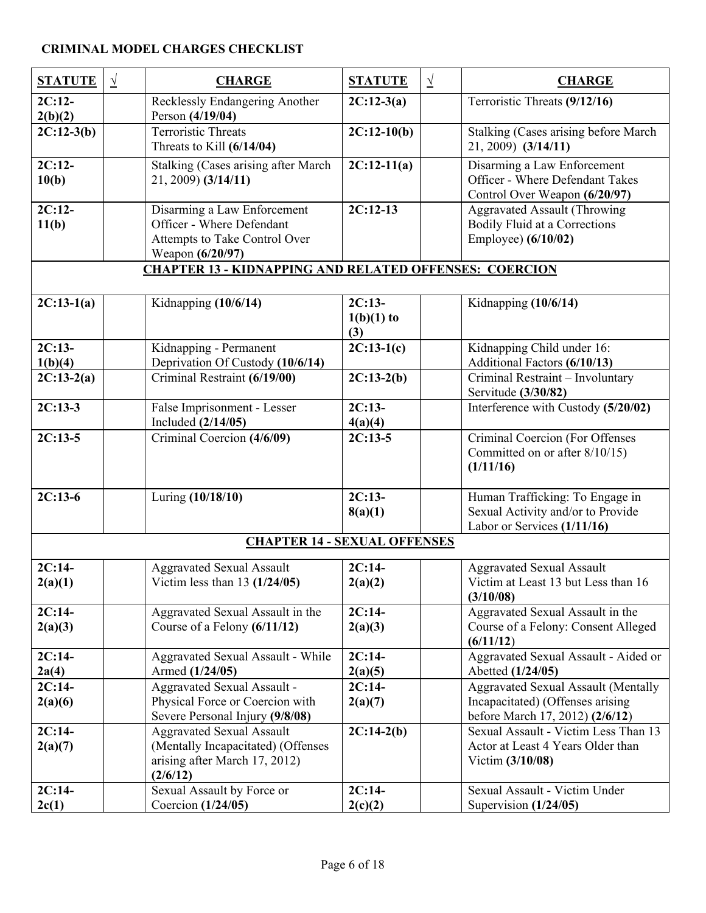**CRIMINAL MODEL CHARGES CHECKLIST**

| **STATUTE** | **√** | **CHARGE** | **STATUTE** | **√** | **CHARGE** |
|---|---|---|---|---|---|
| **2C:12-2(b)(2)** | | Recklessly Endangering Another Person **(4/19/04)** | **2C:12-3(a)** | | Terroristic Threats **(9/12/16)** |
| **2C:12-3(b)** | | Terroristic Threats Threats to Kill **(6/14/04)** | **2C:12-10(b)** | | Stalking (Cases arising before March 21, 2009) **(3/14/11)** |
| **2C:12-10(b)** | | Stalking (Cases arising after March 21, 2009) **(3/14/11)** | **2C:12-11(a)** | | Disarming a Law Enforcement Officer - Where Defendant Takes Control Over Weapon **(6/20/97)** |
| **2C:12-11(b)** | | Disarming a Law Enforcement Officer - Where Defendant Attempts to Take Control Over Weapon **(6/20/97)** | **2C:12-13** | | Aggravated Assault (Throwing Bodily Fluid at a Corrections Employee) **(6/10/02)** |
| | | **CHAPTER 13 - KIDNAPPING AND RELATED OFFENSES: COERCION** | | | |
| **2C:13-1(a)** | | Kidnapping **(10/6/14)** | **2C:13-1(b)(1) to (3)** | | Kidnapping **(10/6/14)** |
| **2C:13-1(b)(4)** | | Kidnapping - Permanent Deprivation Of Custody **(10/6/14)** | **2C:13-1(c)** | | Kidnapping Child under 16: Additional Factors **(6/10/13)** |
| **2C:13-2(a)** | | Criminal Restraint **(6/19/00)** | **2C:13-2(b)** | | Criminal Restraint – Involuntary Servitude **(3/30/82)** |
| **2C:13-3** | | False Imprisonment - Lesser Included **(2/14/05)** | **2C:13-4(a)(4)** | | Interference with Custody **(5/20/02)** |
| **2C:13-5** | | Criminal Coercion **(4/6/09)** | **2C:13-5** | | Criminal Coercion (For Offenses Committed on or after 8/10/15) **(1/11/16)** |
| **2C:13-6** | | Luring **(10/18/10)** | **2C:13-8(a)(1)** | | Human Trafficking: To Engage in Sexual Activity and/or to Provide Labor or Services **(1/11/16)** |
| | | **CHAPTER 14 - SEXUAL OFFENSES** | | | |
| **2C:14-2(a)(1)** | | Aggravated Sexual Assault Victim less than 13 **(1/24/05)** | **2C:14-2(a)(2)** | | Aggravated Sexual Assault Victim at Least 13 but Less than 16 **(3/10/08)** |
| **2C:14-2(a)(3)** | | Aggravated Sexual Assault in the Course of a Felony **(6/11/12)** | **2C:14-2(a)(3)** | | Aggravated Sexual Assault in the Course of a Felony: Consent Alleged **(6/11/12)** |
| **2C:14-2a(4)** | | Aggravated Sexual Assault - While Armed **(1/24/05)** | **2C:14-2(a)(5)** | | Aggravated Sexual Assault - Aided or Abetted **(1/24/05)** |
| **2C:14-2(a)(6)** | | Aggravated Sexual Assault - Physical Force or Coercion with Severe Personal Injury **(9/8/08)** | **2C:14-2(a)(7)** | | Aggravated Sexual Assault (Mentally Incapacitated) (Offenses arising before March 17, 2012) **(2/6/12)** |
| **2C:14-2(a)(7)** | | Aggravated Sexual Assault (Mentally Incapacitated) (Offenses arising after March 17, 2012) **(2/6/12)** | **2C:14-2(b)** | | Sexual Assault - Victim Less Than 13 Actor at Least 4 Years Older than Victim **(3/10/08)** |
| **2C:14-2c(1)** | | Sexual Assault by Force or Coercion **(1/24/05)** | **2C:14-2(c)(2)** | | Sexual Assault - Victim Under Supervision **(1/24/05)** |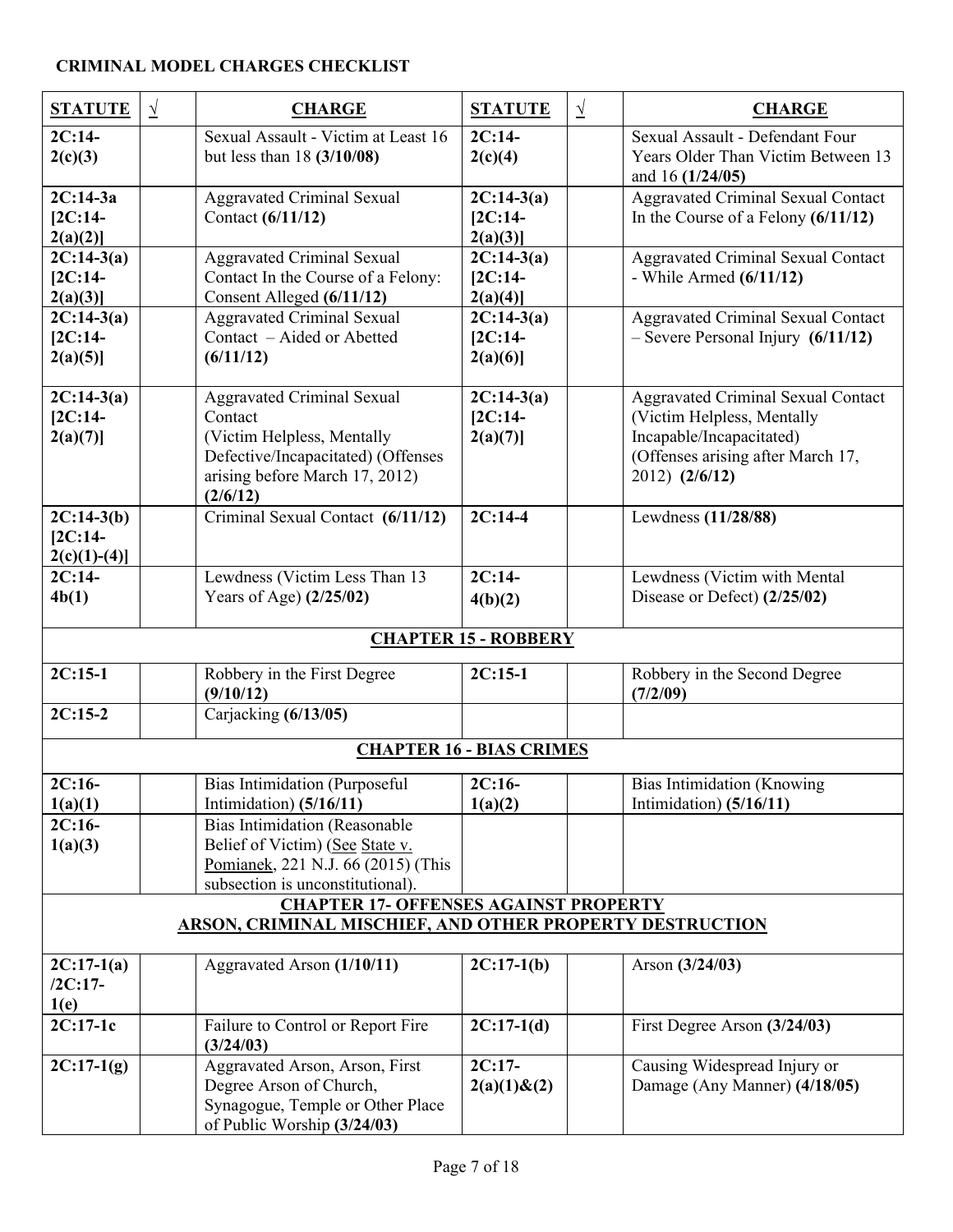## CRIMINAL MODEL CHARGES CHECKLIST

| **STATUTE** | **√** | **CHARGE** | **STATUTE** | **√** | **CHARGE** |
|---|---|---|---|---|---|
| **2C:14-2(c)(3)** | | Sexual Assault - Victim at Least 16 but less than 18 **(3/10/08)** | **2C:14-2(c)(4)** | | Sexual Assault - Defendant Four Years Older Than Victim Between 13 and 16 **(1/24/05)** |
| **2C:14-3a [2C:14-2(a)(2)]** | | Aggravated Criminal Sexual Contact **(6/11/12)** | **2C:14-3(a) [2C:14-2(a)(3)]** | | Aggravated Criminal Sexual Contact In the Course of a Felony **(6/11/12)** |
| **2C:14-3(a) [2C:14-2(a)(3)]** | | Aggravated Criminal Sexual Contact In the Course of a Felony: Consent Alleged **(6/11/12)** | **2C:14-3(a) [2C:14-2(a)(4)]** | | Aggravated Criminal Sexual Contact - While Armed **(6/11/12)** |
| **2C:14-3(a) [2C:14-2(a)(5)]** | | Aggravated Criminal Sexual Contact – Aided or Abetted **(6/11/12)** | **2C:14-3(a) [2C:14-2(a)(6)]** | | Aggravated Criminal Sexual Contact – Severe Personal Injury **(6/11/12)** |
| **2C:14-3(a) [2C:14-2(a)(7)]** | | Aggravated Criminal Sexual Contact (Victim Helpless, Mentally Defective/Incapacitated) (Offenses arising before March 17, 2012) **(2/6/12)** | **2C:14-3(a) [2C:14-2(a)(7)]** | | Aggravated Criminal Sexual Contact (Victim Helpless, Mentally Incapable/Incapacitated) (Offenses arising after March 17, 2012) **(2/6/12)** |
| **2C:14-3(b) [2C:14-2(c)(1)-(4)]** | | Criminal Sexual Contact **(6/11/12)** | **2C:14-4** | | Lewdness **(11/28/88)** |
| **2C:14-4b(1)** | | Lewdness (Victim Less Than 13 Years of Age) **(2/25/02)** | **2C:14-4(b)(2)** | | Lewdness (Victim with Mental Disease or Defect) **(2/25/02)** |
| | | **CHAPTER 15 - ROBBERY** | | | |
| **2C:15-1** | | Robbery in the First Degree **(9/10/12)** | **2C:15-1** | | Robbery in the Second Degree **(7/2/09)** |
| **2C:15-2** | | Carjacking **(6/13/05)** | | | |
| | | **CHAPTER 16 - BIAS CRIMES** | | | |
| **2C:16-1(a)(1)** | | Bias Intimidation (Purposeful Intimidation) **(5/16/11)** | **2C:16-1(a)(2)** | | Bias Intimidation (Knowing Intimidation) **(5/16/11)** |
| **2C:16-1(a)(3)** | | Bias Intimidation (Reasonable Belief of Victim) (See State v. Pomianek, 221 N.J. 66 (2015) (This subsection is unconstitutional). | | | |
| | | **CHAPTER 17- OFFENSES AGAINST PROPERTY ARSON, CRIMINAL MISCHIEF, AND OTHER PROPERTY DESTRUCTION** | | | |
| **2C:17-1(a) /2C:17-1(e)** | | Aggravated Arson **(1/10/11)** | **2C:17-1(b)** | | Arson **(3/24/03)** |
| **2C:17-1c** | | Failure to Control or Report Fire **(3/24/03)** | **2C:17-1(d)** | | First Degree Arson **(3/24/03)** |
| **2C:17-1(g)** | | Aggravated Arson, Arson, First Degree Arson of Church, Synagogue, Temple or Other Place of Public Worship **(3/24/03)** | **2C:17-2(a)(1)&(2)** | | Causing Widespread Injury or Damage (Any Manner) **(4/18/05)** |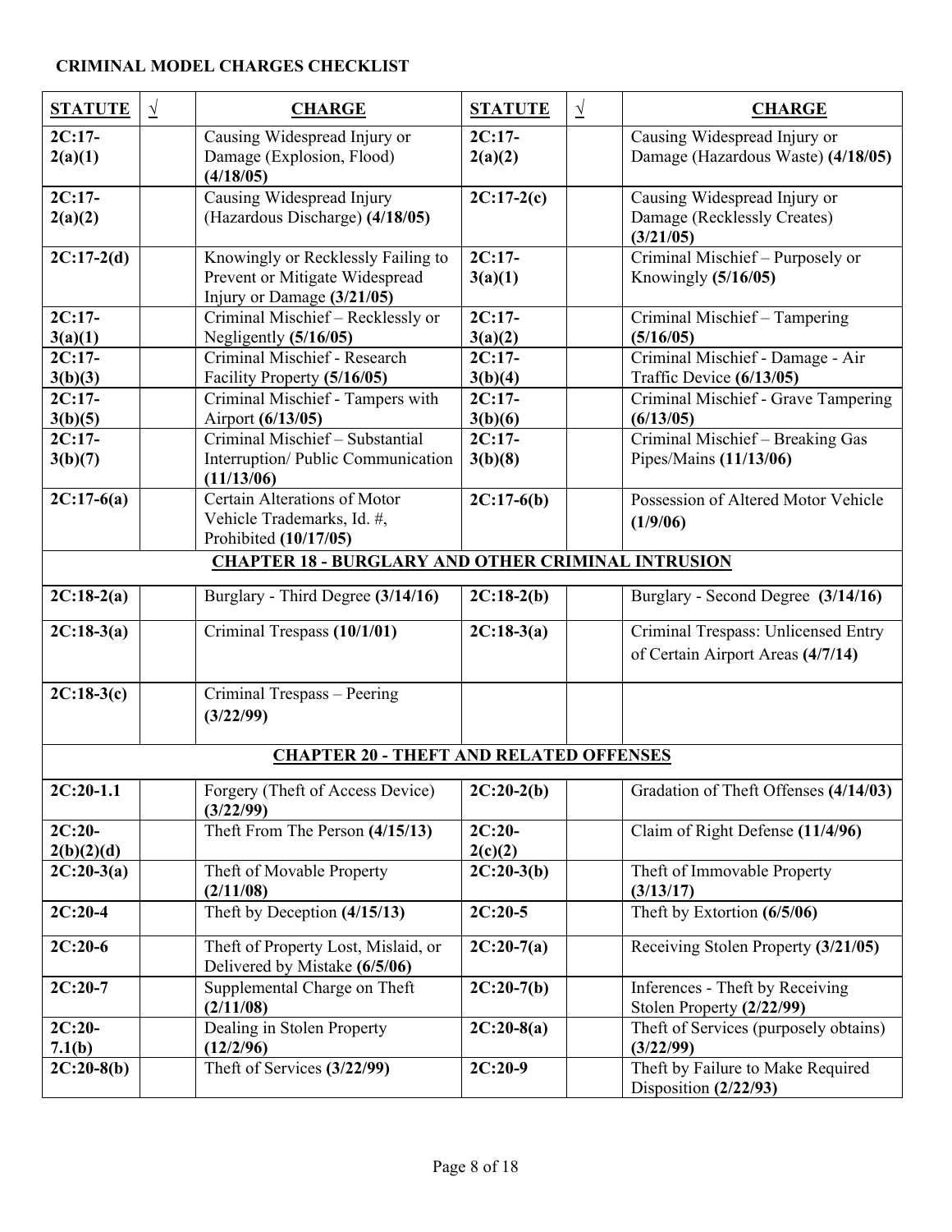**CRIMINAL MODEL CHARGES CHECKLIST**

| STATUTE | √ | CHARGE | STATUTE | √ | CHARGE |
|---|---|---|---|---|---|
| **2C:17-2(a)(1)** | | Causing Widespread Injury or Damage (Explosion, Flood) **(4/18/05)** | **2C:17-2(a)(2)** | | Causing Widespread Injury or Damage (Hazardous Waste) **(4/18/05)** |
| **2C:17-2(a)(2)** | | Causing Widespread Injury (Hazardous Discharge) **(4/18/05)** | **2C:17-2(c)** | | Causing Widespread Injury or Damage (Recklessly Creates) **(3/21/05)** |
| **2C:17-2(d)** | | Knowingly or Recklessly Failing to Prevent or Mitigate Widespread Injury or Damage **(3/21/05)** | **2C:17-3(a)(1)** | | Criminal Mischief – Purposely or Knowingly **(5/16/05)** |
| **2C:17-3(a)(1)** | | Criminal Mischief – Recklessly or Negligently **(5/16/05)** | **2C:17-3(a)(2)** | | Criminal Mischief – Tampering **(5/16/05)** |
| **2C:17-3(b)(3)** | | Criminal Mischief - Research Facility Property **(5/16/05)** | **2C:17-3(b)(4)** | | Criminal Mischief - Damage - Air Traffic Device **(6/13/05)** |
| **2C:17-3(b)(5)** | | Criminal Mischief - Tampers with Airport **(6/13/05)** | **2C:17-3(b)(6)** | | Criminal Mischief - Grave Tampering **(6/13/05)** |
| **2C:17-3(b)(7)** | | Criminal Mischief – Substantial Interruption/ Public Communication **(11/13/06)** | **2C:17-3(b)(8)** | | Criminal Mischief – Breaking Gas Pipes/Mains **(11/13/06)** |
| **2C:17-6(a)** | | Certain Alterations of Motor Vehicle Trademarks, Id. #, Prohibited **(10/17/05)** | **2C:17-6(b)** | | Possession of Altered Motor Vehicle **(1/9/06)** |
| | | **CHAPTER 18 - BURGLARY AND OTHER CRIMINAL INTRUSION** | | | |
| **2C:18-2(a)** | | Burglary - Third Degree **(3/14/16)** | **2C:18-2(b)** | | Burglary - Second Degree **(3/14/16)** |
| **2C:18-3(a)** | | Criminal Trespass **(10/1/01)** | **2C:18-3(a)** | | Criminal Trespass: Unlicensed Entry of Certain Airport Areas **(4/7/14)** |
| **2C:18-3(c)** | | Criminal Trespass – Peering **(3/22/99)** | | | |
| | | **CHAPTER 20 - THEFT AND RELATED OFFENSES** | | | |
| **2C:20-1.1** | | Forgery (Theft of Access Device) **(3/22/99)** | **2C:20-2(b)** | | Gradation of Theft Offenses **(4/14/03)** |
| **2C:20-2(b)(2)(d)** | | Theft From The Person **(4/15/13)** | **2C:20-2(c)(2)** | | Claim of Right Defense **(11/4/96)** |
| **2C:20-3(a)** | | Theft of Movable Property **(2/11/08)** | **2C:20-3(b)** | | Theft of Immovable Property **(3/13/17)** |
| **2C:20-4** | | Theft by Deception **(4/15/13)** | **2C:20-5** | | Theft by Extortion **(6/5/06)** |
| **2C:20-6** | | Theft of Property Lost, Mislaid, or Delivered by Mistake **(6/5/06)** | **2C:20-7(a)** | | Receiving Stolen Property **(3/21/05)** |
| **2C:20-7** | | Supplemental Charge on Theft **(2/11/08)** | **2C:20-7(b)** | | Inferences - Theft by Receiving Stolen Property **(2/22/99)** |
| **2C:20-7.1(b)** | | Dealing in Stolen Property **(12/2/96)** | **2C:20-8(a)** | | Theft of Services (purposely obtains) **(3/22/99)** |
| **2C:20-8(b)** | | Theft of Services **(3/22/99)** | **2C:20-9** | | Theft by Failure to Make Required Disposition **(2/22/93)** |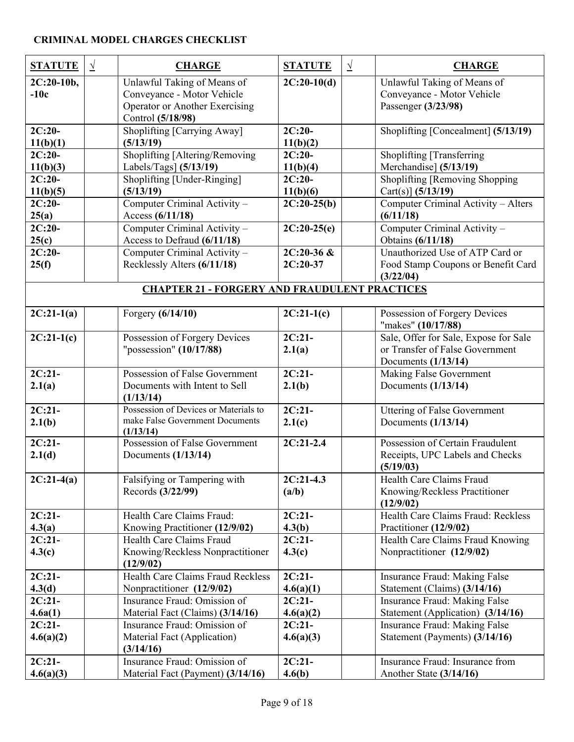**CRIMINAL MODEL CHARGES CHECKLIST**

| **STATUTE** | √ | **CHARGE** | **STATUTE** | √ | **CHARGE** |
|---|---|---|---|---|---|
| **2C:20-10b, -10c** | | Unlawful Taking of Means of Conveyance - Motor Vehicle Operator or Another Exercising Control **(5/18/98)** | **2C:20-10(d)** | | Unlawful Taking of Means of Conveyance - Motor Vehicle Passenger **(3/23/98)** |
| **2C:20-11(b)(1)** | | Shoplifting [Carrying Away] **(5/13/19)** | **2C:20-11(b)(2)** | | Shoplifting [Concealment] **(5/13/19)** |
| **2C:20-11(b)(3)** | | Shoplifting [Altering/Removing Labels/Tags] **(5/13/19)** | **2C:20-11(b)(4)** | | Shoplifting [Transferring Merchandise] **(5/13/19)** |
| **2C:20-11(b)(5)** | | Shoplifting [Under-Ringing] **(5/13/19)** | **2C:20-11(b)(6)** | | Shoplifting [Removing Shopping Cart(s)] **(5/13/19)** |
| **2C:20-25(a)** | | Computer Criminal Activity – Access **(6/11/18)** | **2C:20-25(b)** | | Computer Criminal Activity – Alters **(6/11/18)** |
| **2C:20-25(c)** | | Computer Criminal Activity – Access to Defraud **(6/11/18)** | **2C:20-25(e)** | | Computer Criminal Activity – Obtains **(6/11/18)** |
| **2C:20-25(f)** | | Computer Criminal Activity – Recklessly Alters **(6/11/18)** | **2C:20-36 & 2C:20-37** | | Unauthorized Use of ATP Card or Food Stamp Coupons or Benefit Card **(3/22/04)** |
| | | **CHAPTER 21 - FORGERY AND FRAUDULENT PRACTICES** | | | |
| **2C:21-1(a)** | | Forgery **(6/14/10)** | **2C:21-1(c)** | | Possession of Forgery Devices "makes" **(10/17/88)** |
| **2C:21-1(c)** | | Possession of Forgery Devices "possession" **(10/17/88)** | **2C:21-2.1(a)** | | Sale, Offer for Sale, Expose for Sale or Transfer of False Government Documents **(1/13/14)** |
| **2C:21-2.1(a)** | | Possession of False Government Documents with Intent to Sell **(1/13/14)** | **2C:21-2.1(b)** | | Making False Government Documents **(1/13/14)** |
| **2C:21-2.1(b)** | | Possession of Devices or Materials to make False Government Documents **(1/13/14)** | **2C:21-2.1(c)** | | Uttering of False Government Documents **(1/13/14)** |
| **2C:21-2.1(d)** | | Possession of False Government Documents **(1/13/14)** | **2C:21-2.4** | | Possession of Certain Fraudulent Receipts, UPC Labels and Checks **(5/19/03)** |
| **2C:21-4(a)** | | Falsifying or Tampering with Records **(3/22/99)** | **2C:21-4.3 (a/b)** | | Health Care Claims Fraud Knowing/Reckless Practitioner **(12/9/02)** |
| **2C:21-4.3(a)** | | Health Care Claims Fraud: Knowing Practitioner **(12/9/02)** | **2C:21-4.3(b)** | | Health Care Claims Fraud: Reckless Practitioner **(12/9/02)** |
| **2C:21-4.3(c)** | | Health Care Claims Fraud Knowing/Reckless Nonpractitioner **(12/9/02)** | **2C:21-4.3(c)** | | Health Care Claims Fraud Knowing Nonpractitioner **(12/9/02)** |
| **2C:21-4.3(d)** | | Health Care Claims Fraud Reckless Nonpractitioner **(12/9/02)** | **2C:21-4.6(a)(1)** | | Insurance Fraud: Making False Statement (Claims) **(3/14/16)** |
| **2C:21-4.6a(1)** | | Insurance Fraud: Omission of Material Fact (Claims) **(3/14/16)** | **2C:21-4.6(a)(2)** | | Insurance Fraud: Making False Statement (Application) **(3/14/16)** |
| **2C:21-4.6(a)(2)** | | Insurance Fraud: Omission of Material Fact (Application) **(3/14/16)** | **2C:21-4.6(a)(3)** | | Insurance Fraud: Making False Statement (Payments) **(3/14/16)** |
| **2C:21-4.6(a)(3)** | | Insurance Fraud: Omission of Material Fact (Payment) **(3/14/16)** | **2C:21-4.6(b)** | | Insurance Fraud: Insurance from Another State **(3/14/16)** |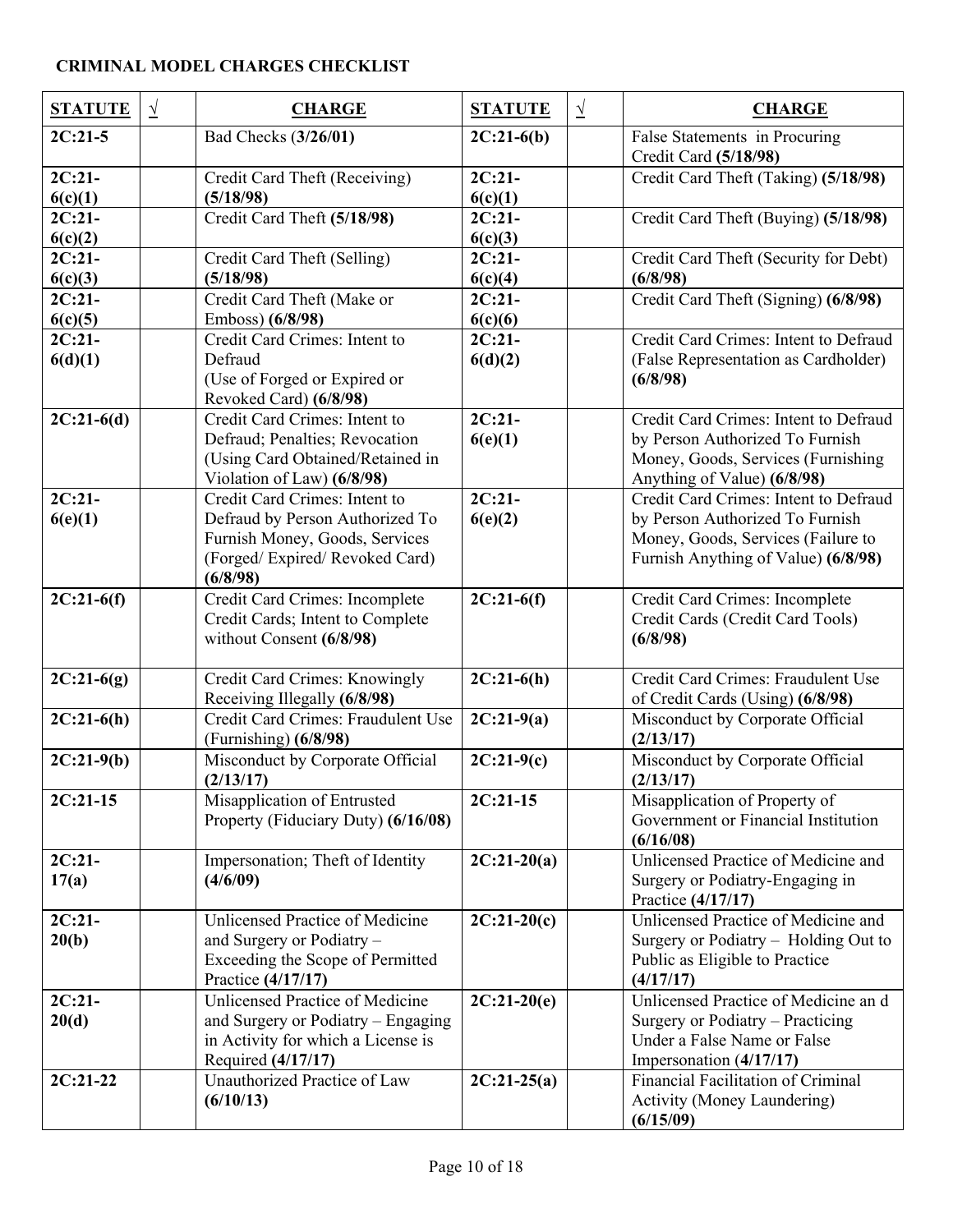**CRIMINAL MODEL CHARGES CHECKLIST**

| **STATUTE** | **√** | **CHARGE** | **STATUTE** | **√** | **CHARGE** |
|---|---|---|---|---|---|
| **2C:21-5** | | Bad Checks (**3/26/01**) | **2C:21-6(b)** | | False Statements in Procuring Credit Card **(5/18/98)** |
| **2C:21-6(c)(1)** | | Credit Card Theft (Receiving) **(5/18/98)** | **2C:21-6(c)(1)** | | Credit Card Theft (Taking) **(5/18/98)** |
| **2C:21-6(c)(2)** | | Credit Card Theft **(5/18/98)** | **2C:21-6(c)(3)** | | Credit Card Theft (Buying) **(5/18/98)** |
| **2C:21-6(c)(3)** | | Credit Card Theft (Selling) **(5/18/98)** | **2C:21-6(c)(4)** | | Credit Card Theft (Security for Debt) **(6/8/98)** |
| **2C:21-6(c)(5)** | | Credit Card Theft (Make or Emboss) **(6/8/98)** | **2C:21-6(c)(6)** | | Credit Card Theft (Signing) **(6/8/98)** |
| **2C:21-6(d)(1)** | | Credit Card Crimes: Intent to Defraud (Use of Forged or Expired or Revoked Card) **(6/8/98)** | **2C:21-6(d)(2)** | | Credit Card Crimes: Intent to Defraud (False Representation as Cardholder) **(6/8/98)** |
| **2C:21-6(d)** | | Credit Card Crimes: Intent to Defraud; Penalties; Revocation (Using Card Obtained/Retained in Violation of Law) **(6/8/98)** | **2C:21-6(e)(1)** | | Credit Card Crimes: Intent to Defraud by Person Authorized To Furnish Money, Goods, Services (Furnishing Anything of Value) **(6/8/98)** |
| **2C:21-6(e)(1)** | | Credit Card Crimes: Intent to Defraud by Person Authorized To Furnish Money, Goods, Services (Forged/ Expired/ Revoked Card) **(6/8/98)** | **2C:21-6(e)(2)** | | Credit Card Crimes: Intent to Defraud by Person Authorized To Furnish Money, Goods, Services (Failure to Furnish Anything of Value) **(6/8/98)** |
| **2C:21-6(f)** | | Credit Card Crimes: Incomplete Credit Cards; Intent to Complete without Consent **(6/8/98)** | **2C:21-6(f)** | | Credit Card Crimes: Incomplete Credit Cards (Credit Card Tools) **(6/8/98)** |
| **2C:21-6(g)** | | Credit Card Crimes: Knowingly Receiving Illegally **(6/8/98)** | **2C:21-6(h)** | | Credit Card Crimes: Fraudulent Use of Credit Cards (Using) **(6/8/98)** |
| **2C:21-6(h)** | | Credit Card Crimes: Fraudulent Use (Furnishing) **(6/8/98)** | **2C:21-9(a)** | | Misconduct by Corporate Official **(2/13/17)** |
| **2C:21-9(b)** | | Misconduct by Corporate Official **(2/13/17)** | **2C:21-9(c)** | | Misconduct by Corporate Official **(2/13/17)** |
| **2C:21-15** | | Misapplication of Entrusted Property (Fiduciary Duty) **(6/16/08)** | **2C:21-15** | | Misapplication of Property of Government or Financial Institution **(6/16/08)** |
| **2C:21-17(a)** | | Impersonation; Theft of Identity **(4/6/09)** | **2C:21-20(a)** | | Unlicensed Practice of Medicine and Surgery or Podiatry-Engaging in Practice **(4/17/17)** |
| **2C:21-20(b)** | | Unlicensed Practice of Medicine and Surgery or Podiatry – Exceeding the Scope of Permitted Practice **(4/17/17)** | **2C:21-20(c)** | | Unlicensed Practice of Medicine and Surgery or Podiatry – Holding Out to Public as Eligible to Practice **(4/17/17)** |
| **2C:21-20(d)** | | Unlicensed Practice of Medicine and Surgery or Podiatry – Engaging in Activity for which a License is Required **(4/17/17)** | **2C:21-20(e)** | | Unlicensed Practice of Medicine an d Surgery or Podiatry – Practicing Under a False Name or False Impersonation **(4/17/17)** |
| **2C:21-22** | | Unauthorized Practice of Law **(6/10/13)** | **2C:21-25(a)** | | Financial Facilitation of Criminal Activity (Money Laundering) **(6/15/09)** |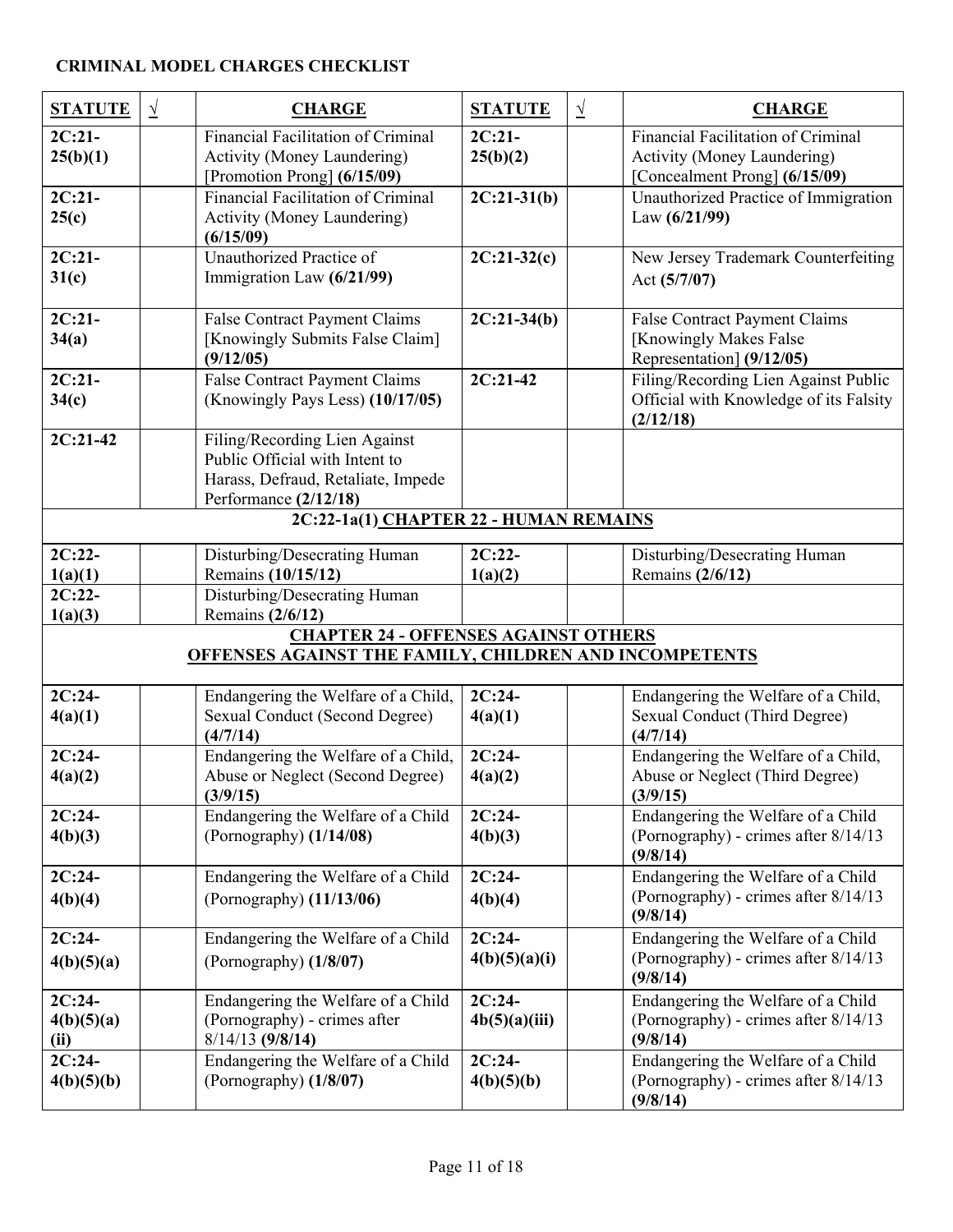**CRIMINAL MODEL CHARGES CHECKLIST**

| **STATUTE** | **√** | **CHARGE** | **STATUTE** | **√** | **CHARGE** |
|---|---|---|---|---|---|
| **2C:21-25(b)(1)** | | Financial Facilitation of Criminal Activity (Money Laundering) [Promotion Prong] **(6/15/09)** | **2C:21-25(b)(2)** | | Financial Facilitation of Criminal Activity (Money Laundering) [Concealment Prong] **(6/15/09)** |
| **2C:21-25(c)** | | Financial Facilitation of Criminal Activity (Money Laundering) **(6/15/09)** | **2C:21-31(b)** | | Unauthorized Practice of Immigration Law **(6/21/99)** |
| **2C:21-31(c)** | | Unauthorized Practice of Immigration Law **(6/21/99)** | **2C:21-32(c)** | | New Jersey Trademark Counterfeiting Act **(5/7/07)** |
| **2C:21-34(a)** | | False Contract Payment Claims [Knowingly Submits False Claim] **(9/12/05)** | **2C:21-34(b)** | | False Contract Payment Claims [Knowingly Makes False Representation] **(9/12/05)** |
| **2C:21-34(c)** | | False Contract Payment Claims (Knowingly Pays Less) **(10/17/05)** | **2C:21-42** | | Filing/Recording Lien Against Public Official with Knowledge of its Falsity **(2/12/18)** |
| **2C:21-42** | | Filing/Recording Lien Against Public Official with Intent to Harass, Defraud, Retaliate, Impede Performance **(2/12/18)** | | | |
| | | **2C:22-1a(1) CHAPTER 22 - HUMAN REMAINS** | | | |
| **2C:22-1(a)(1)** | | Disturbing/Desecrating Human Remains **(10/15/12)** | **2C:22-1(a)(2)** | | Disturbing/Desecrating Human Remains **(2/6/12)** |
| **2C:22-1(a)(3)** | | Disturbing/Desecrating Human Remains **(2/6/12)** | | | |
| | | **CHAPTER 24 - OFFENSES AGAINST OTHERS OFFENSES AGAINST THE FAMILY, CHILDREN AND INCOMPETENTS** | | | |
| **2C:24-4(a)(1)** | | Endangering the Welfare of a Child, Sexual Conduct (Second Degree) **(4/7/14)** | **2C:24-4(a)(1)** | | Endangering the Welfare of a Child, Sexual Conduct (Third Degree) **(4/7/14)** |
| **2C:24-4(a)(2)** | | Endangering the Welfare of a Child, Abuse or Neglect (Second Degree) **(3/9/15)** | **2C:24-4(a)(2)** | | Endangering the Welfare of a Child, Abuse or Neglect (Third Degree) **(3/9/15)** |
| **2C:24-4(b)(3)** | | Endangering the Welfare of a Child (Pornography) **(1/14/08)** | **2C:24-4(b)(3)** | | Endangering the Welfare of a Child (Pornography) - crimes after 8/14/13 **(9/8/14)** |
| **2C:24-4(b)(4)** | | Endangering the Welfare of a Child (Pornography) **(11/13/06)** | **2C:24-4(b)(4)** | | Endangering the Welfare of a Child (Pornography) - crimes after 8/14/13 **(9/8/14)** |
| **2C:24-4(b)(5)(a)** | | Endangering the Welfare of a Child (Pornography) **(1/8/07)** | **2C:24-4(b)(5)(a)(i)** | | Endangering the Welfare of a Child (Pornography) - crimes after 8/14/13 **(9/8/14)** |
| **2C:24-4(b)(5)(a)(ii)** | | Endangering the Welfare of a Child (Pornography) - crimes after 8/14/13 **(9/8/14)** | **2C:24-4b(5)(a)(iii)** | | Endangering the Welfare of a Child (Pornography) - crimes after 8/14/13 **(9/8/14)** |
| **2C:24-4(b)(5)(b)** | | Endangering the Welfare of a Child (Pornography) **(1/8/07)** | **2C:24-4(b)(5)(b)** | | Endangering the Welfare of a Child (Pornography) - crimes after 8/14/13 **(9/8/14)** |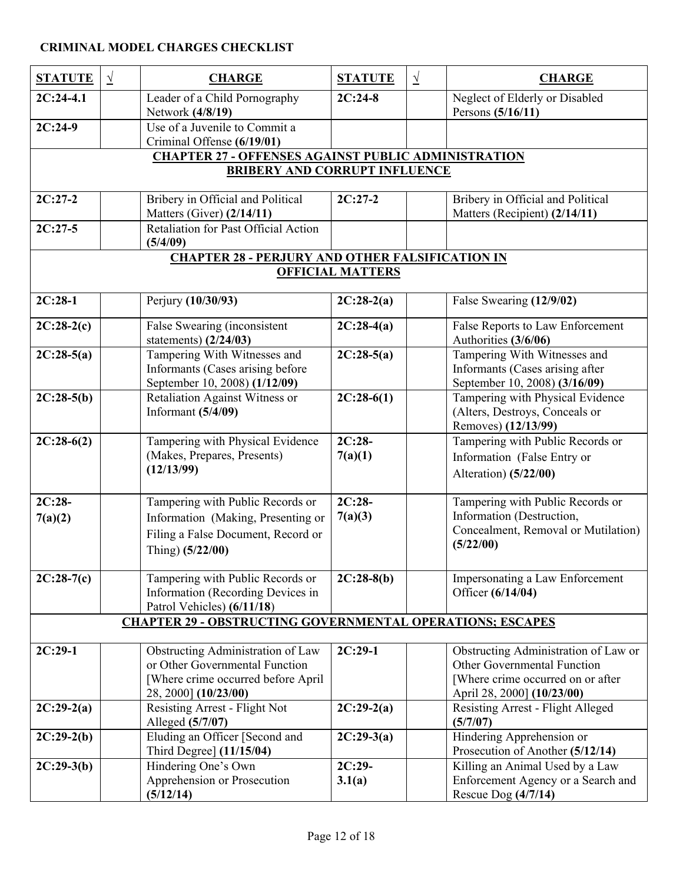**CRIMINAL MODEL CHARGES CHECKLIST**

| **STATUTE** | **√** | **CHARGE** | **STATUTE** | **√** | **CHARGE** |
|---|---|---|---|---|---|
| **2C:24-4.1** | | Leader of a Child Pornography Network **(4/8/19)** | **2C:24-8** | | Neglect of Elderly or Disabled Persons **(5/16/11)** |
| **2C:24-9** | | Use of a Juvenile to Commit a Criminal Offense **(6/19/01)** | | | |
| **CHAPTER 27 - OFFENSES AGAINST PUBLIC ADMINISTRATION BRIBERY AND CORRUPT INFLUENCE** | | | | | |
| **2C:27-2** | | Bribery in Official and Political Matters (Giver) **(2/14/11)** | **2C:27-2** | | Bribery in Official and Political Matters (Recipient) **(2/14/11)** |
| **2C:27-5** | | Retaliation for Past Official Action **(5/4/09)** | | | |
| **CHAPTER 28 - PERJURY AND OTHER FALSIFICATION IN OFFICIAL MATTERS** | | | | | |
| **2C:28-1** | | Perjury **(10/30/93)** | **2C:28-2(a)** | | False Swearing **(12/9/02)** |
| **2C:28-2(c)** | | False Swearing (inconsistent statements) **(2/24/03)** | **2C:28-4(a)** | | False Reports to Law Enforcement Authorities **(3/6/06)** |
| **2C:28-5(a)** | | Tampering With Witnesses and Informants (Cases arising before September 10, 2008) **(1/12/09)** | **2C:28-5(a)** | | Tampering With Witnesses and Informants (Cases arising after September 10, 2008) **(3/16/09)** |
| **2C:28-5(b)** | | Retaliation Against Witness or Informant **(5/4/09)** | **2C:28-6(1)** | | Tampering with Physical Evidence (Alters, Destroys, Conceals or Removes) **(12/13/99)** |
| **2C:28-6(2)** | | Tampering with Physical Evidence (Makes, Prepares, Presents) **(12/13/99)** | **2C:28-7(a)(1)** | | Tampering with Public Records or Information (False Entry or Alteration) **(5/22/00)** |
| **2C:28-7(a)(2)** | | Tampering with Public Records or Information (Making, Presenting or Filing a False Document, Record or Thing) **(5/22/00)** | **2C:28-7(a)(3)** | | Tampering with Public Records or Information (Destruction, Concealment, Removal or Mutilation) **(5/22/00)** |
| **2C:28-7(c)** | | Tampering with Public Records or Information (Recording Devices in Patrol Vehicles) **(6/11/18)** | **2C:28-8(b)** | | Impersonating a Law Enforcement Officer **(6/14/04)** |
| **CHAPTER 29 - OBSTRUCTING GOVERNMENTAL OPERATIONS; ESCAPES** | | | | | |
| **2C:29-1** | | Obstructing Administration of Law or Other Governmental Function [Where crime occurred before April 28, 2000] **(10/23/00)** | **2C:29-1** | | Obstructing Administration of Law or Other Governmental Function [Where crime occurred on or after April 28, 2000] **(10/23/00)** |
| **2C:29-2(a)** | | Resisting Arrest - Flight Not Alleged **(5/7/07)** | **2C:29-2(a)** | | Resisting Arrest - Flight Alleged **(5/7/07)** |
| **2C:29-2(b)** | | Eluding an Officer [Second and Third Degree] **(11/15/04)** | **2C:29-3(a)** | | Hindering Apprehension or Prosecution of Another **(5/12/14)** |
| **2C:29-3(b)** | | Hindering One's Own Apprehension or Prosecution **(5/12/14)** | **2C:29-3.1(a)** | | Killing an Animal Used by a Law Enforcement Agency or a Search and Rescue Dog **(4/7/14)** |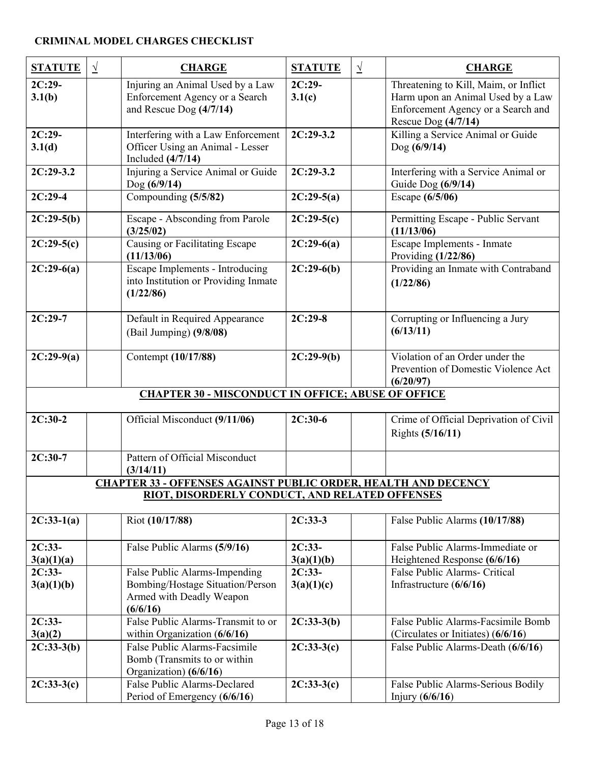**CRIMINAL MODEL CHARGES CHECKLIST**

| **STATUTE** | **√** | **CHARGE** | **STATUTE** | **√** | **CHARGE** |
|---|---|---|---|---|---|
| **2C:29-3.1(b)** | | Injuring an Animal Used by a Law Enforcement Agency or a Search and Rescue Dog **(4/7/14)** | **2C:29-3.1(c)** | | Threatening to Kill, Maim, or Inflict Harm upon an Animal Used by a Law Enforcement Agency or a Search and Rescue Dog **(4/7/14)** |
| **2C:29-3.1(d)** | | Interfering with a Law Enforcement Officer Using an Animal - Lesser Included **(4/7/14)** | **2C:29-3.2** | | Killing a Service Animal or Guide Dog **(6/9/14)** |
| **2C:29-3.2** | | Injuring a Service Animal or Guide Dog **(6/9/14)** | **2C:29-3.2** | | Interfering with a Service Animal or Guide Dog **(6/9/14)** |
| **2C:29-4** | | Compounding **(5/5/82)** | **2C:29-5(a)** | | Escape **(6/5/06)** |
| **2C:29-5(b)** | | Escape - Absconding from Parole **(3/25/02)** | **2C:29-5(c)** | | Permitting Escape - Public Servant **(11/13/06)** |
| **2C:29-5(c)** | | Causing or Facilitating Escape **(11/13/06)** | **2C:29-6(a)** | | Escape Implements - Inmate Providing **(1/22/86)** |
| **2C:29-6(a)** | | Escape Implements - Introducing into Institution or Providing Inmate **(1/22/86)** | **2C:29-6(b)** | | Providing an Inmate with Contraband **(1/22/86)** |
| **2C:29-7** | | Default in Required Appearance (Bail Jumping) **(9/8/08)** | **2C:29-8** | | Corrupting or Influencing a Jury **(6/13/11)** |
| **2C:29-9(a)** | | Contempt **(10/17/88)** | **2C:29-9(b)** | | Violation of an Order under the Prevention of Domestic Violence Act **(6/20/97)** |
| **CHAPTER 30 - MISCONDUCT IN OFFICE; ABUSE OF OFFICE** | | | | | |
| **2C:30-2** | | Official Misconduct **(9/11/06)** | **2C:30-6** | | Crime of Official Deprivation of Civil Rights **(5/16/11)** |
| **2C:30-7** | | Pattern of Official Misconduct **(3/14/11)** | | | |
| **CHAPTER 33 - OFFENSES AGAINST PUBLIC ORDER, HEALTH AND DECENCY RIOT, DISORDERLY CONDUCT, AND RELATED OFFENSES** | | | | | |
| **2C:33-1(a)** | | Riot **(10/17/88)** | **2C:33-3** | | False Public Alarms **(10/17/88)** |
| **2C:33-3(a)(1)(a)** | | False Public Alarms **(5/9/16)** | **2C:33-3(a)(1)(b)** | | False Public Alarms-Immediate or Heightened Response **(6/6/16)** |
| **2C:33-3(a)(1)(b)** | | False Public Alarms-Impending Bombing/Hostage Situation/Person Armed with Deadly Weapon **(6/6/16)** | **2C:33-3(a)(1)(c)** | | False Public Alarms- Critical Infrastructure (**6/6/16**) |
| **2C:33-3(a)(2)** | | False Public Alarms-Transmit to or within Organization (**6/6/16**) | **2C:33-3(b)** | | False Public Alarms-Facsimile Bomb (Circulates or Initiates) (**6/6/16**) |
| **2C:33-3(b)** | | False Public Alarms-Facsimile Bomb (Transmits to or within Organization) **(6/6/16)** | **2C:33-3(c)** | | False Public Alarms-Death (**6/6/16**) |
| **2C:33-3(c)** | | False Public Alarms-Declared Period of Emergency (**6/6/16**) | **2C:33-3(c)** | | False Public Alarms-Serious Bodily Injury (**6/6/16**) |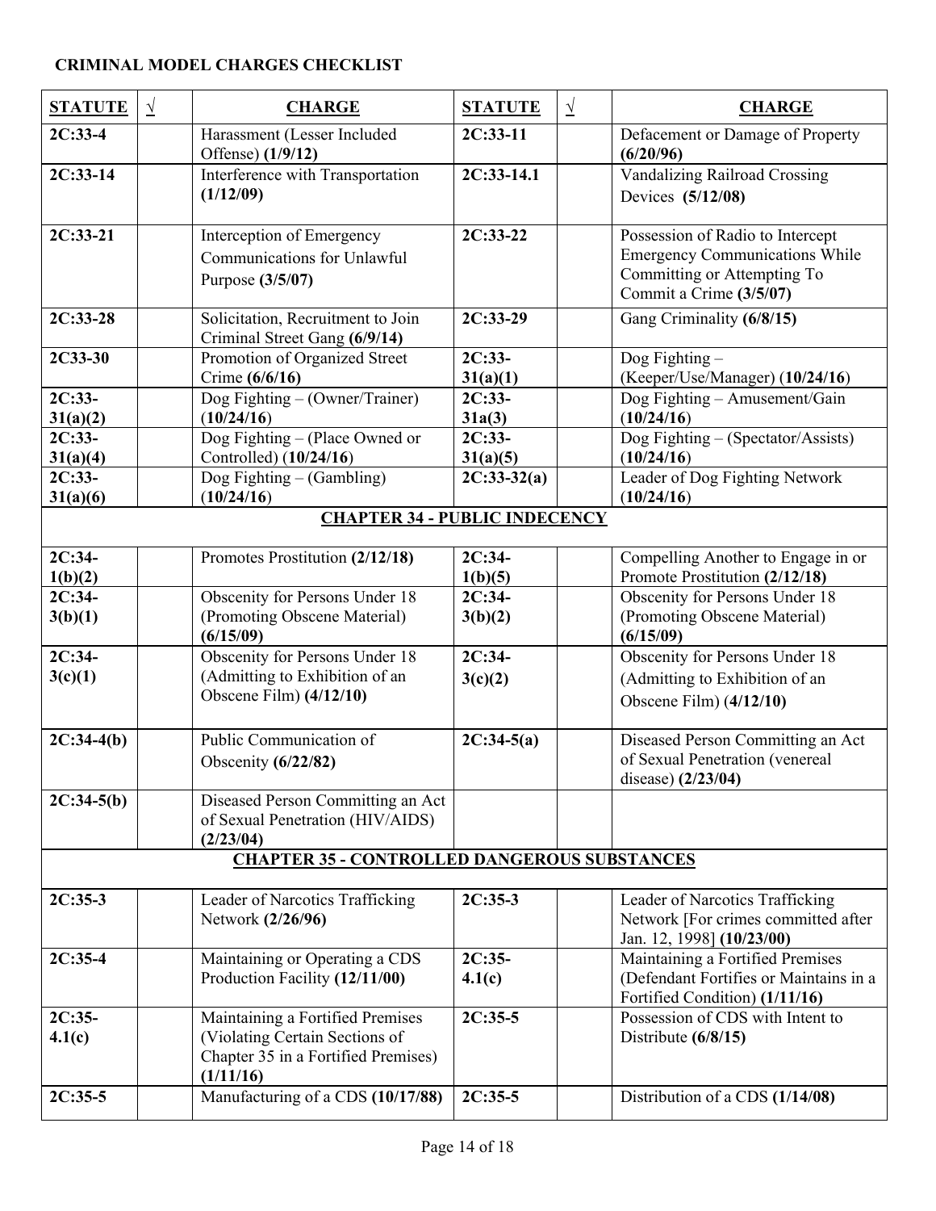**CRIMINAL MODEL CHARGES CHECKLIST**

| **STATUTE** | **√** | **CHARGE** | **STATUTE** | **√** | **CHARGE** |
|---|---|---|---|---|---|
| **2C:33-4** | | Harassment (Lesser Included Offense) **(1/9/12)** | **2C:33-11** | | Defacement or Damage of Property **(6/20/96)** |
| **2C:33-14** | | Interference with Transportation **(1/12/09)** | **2C:33-14.1** | | Vandalizing Railroad Crossing Devices **(5/12/08)** |
| **2C:33-21** | | Interception of Emergency Communications for Unlawful Purpose **(3/5/07)** | **2C:33-22** | | Possession of Radio to Intercept Emergency Communications While Committing or Attempting To Commit a Crime **(3/5/07)** |
| **2C:33-28** | | Solicitation, Recruitment to Join Criminal Street Gang **(6/9/14)** | **2C:33-29** | | Gang Criminality **(6/8/15)** |
| **2C33-30** | | Promotion of Organized Street Crime **(6/6/16)** | **2C:33-31(a)(1)** | | Dog Fighting – (Keeper/Use/Manager) **(10/24/16)** |
| **2C:33-31(a)(2)** | | Dog Fighting – (Owner/Trainer) **(10/24/16)** | **2C:33-31a(3)** | | Dog Fighting – Amusement/Gain **(10/24/16)** |
| **2C:33-31(a)(4)** | | Dog Fighting – (Place Owned or Controlled) **(10/24/16)** | **2C:33-31(a)(5)** | | Dog Fighting – (Spectator/Assists) **(10/24/16)** |
| **2C:33-31(a)(6)** | | Dog Fighting – (Gambling) **(10/24/16)** | **2C:33-32(a)** | | Leader of Dog Fighting Network **(10/24/16)** |
| | | **CHAPTER 34 - PUBLIC INDECENCY** | | | |
| **2C:34-1(b)(2)** | | Promotes Prostitution **(2/12/18)** | **2C:34-1(b)(5)** | | Compelling Another to Engage in or Promote Prostitution **(2/12/18)** |
| **2C:34-3(b)(1)** | | Obscenity for Persons Under 18 (Promoting Obscene Material) **(6/15/09)** | **2C:34-3(b)(2)** | | Obscenity for Persons Under 18 (Promoting Obscene Material) **(6/15/09)** |
| **2C:34-3(c)(1)** | | Obscenity for Persons Under 18 (Admitting to Exhibition of an Obscene Film) **(4/12/10)** | **2C:34-3(c)(2)** | | Obscenity for Persons Under 18 (Admitting to Exhibition of an Obscene Film) **(4/12/10)** |
| **2C:34-4(b)** | | Public Communication of Obscenity **(6/22/82)** | **2C:34-5(a)** | | Diseased Person Committing an Act of Sexual Penetration (venereal disease) **(2/23/04)** |
| **2C:34-5(b)** | | Diseased Person Committing an Act of Sexual Penetration (HIV/AIDS) **(2/23/04)** | | | |
| | | **CHAPTER 35 - CONTROLLED DANGEROUS SUBSTANCES** | | | |
| **2C:35-3** | | Leader of Narcotics Trafficking Network **(2/26/96)** | **2C:35-3** | | Leader of Narcotics Trafficking Network [For crimes committed after Jan. 12, 1998] **(10/23/00)** |
| **2C:35-4** | | Maintaining or Operating a CDS Production Facility **(12/11/00)** | **2C:35-4.1(c)** | | Maintaining a Fortified Premises (Defendant Fortifies or Maintains in a Fortified Condition) **(1/11/16)** |
| **2C:35-4.1(c)** | | Maintaining a Fortified Premises (Violating Certain Sections of Chapter 35 in a Fortified Premises) **(1/11/16)** | **2C:35-5** | | Possession of CDS with Intent to Distribute **(6/8/15)** |
| **2C:35-5** | | Manufacturing of a CDS **(10/17/88)** | **2C:35-5** | | Distribution of a CDS **(1/14/08)** |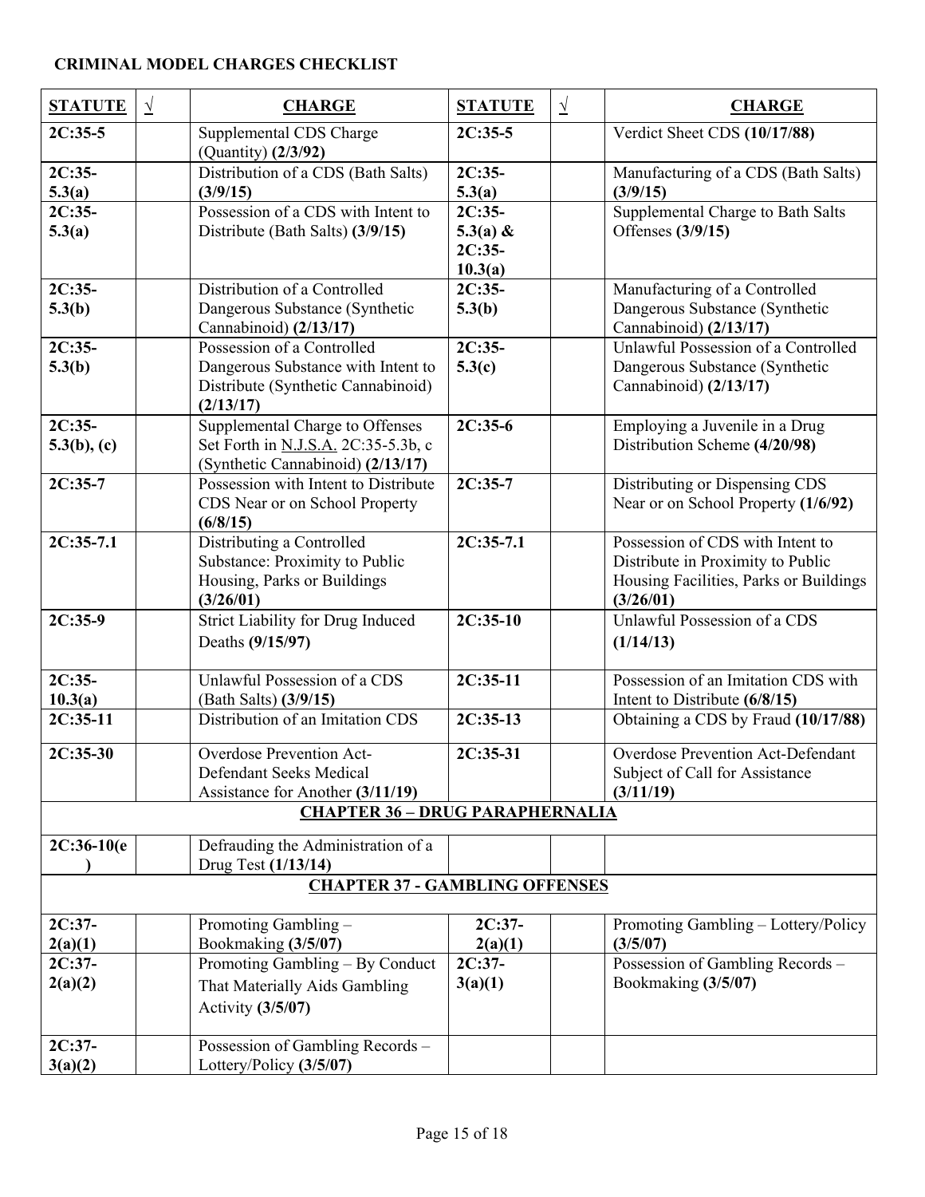**CRIMINAL MODEL CHARGES CHECKLIST**

| **STATUTE** | √ | **CHARGE** | **STATUTE** | √ | **CHARGE** |
|---|---|---|---|---|---|
| **2C:35-5** | | Supplemental CDS Charge (Quantity) **(2/3/92)** | **2C:35-5** | | Verdict Sheet CDS **(10/17/88)** |
| **2C:35-5.3(a)** | | Distribution of a CDS (Bath Salts) **(3/9/15)** | **2C:35-5.3(a)** | | Manufacturing of a CDS (Bath Salts) **(3/9/15)** |
| **2C:35-5.3(a)** | | Possession of a CDS with Intent to Distribute (Bath Salts) **(3/9/15)** | **2C:35-5.3(a) & 2C:35-10.3(a)** | | Supplemental Charge to Bath Salts Offenses **(3/9/15)** |
| **2C:35-5.3(b)** | | Distribution of a Controlled Dangerous Substance (Synthetic Cannabinoid) **(2/13/17)** | **2C:35-5.3(b)** | | Manufacturing of a Controlled Dangerous Substance (Synthetic Cannabinoid) **(2/13/17)** |
| **2C:35-5.3(b)** | | Possession of a Controlled Dangerous Substance with Intent to Distribute (Synthetic Cannabinoid) **(2/13/17)** | **2C:35-5.3(c)** | | Unlawful Possession of a Controlled Dangerous Substance (Synthetic Cannabinoid) **(2/13/17)** |
| **2C:35-5.3(b), (c)** | | Supplemental Charge to Offenses Set Forth in N.J.S.A. 2C:35-5.3b, c (Synthetic Cannabinoid) **(2/13/17)** | **2C:35-6** | | Employing a Juvenile in a Drug Distribution Scheme **(4/20/98)** |
| **2C:35-7** | | Possession with Intent to Distribute CDS Near or on School Property **(6/8/15)** | **2C:35-7** | | Distributing or Dispensing CDS Near or on School Property **(1/6/92)** |
| **2C:35-7.1** | | Distributing a Controlled Substance: Proximity to Public Housing, Parks or Buildings **(3/26/01)** | **2C:35-7.1** | | Possession of CDS with Intent to Distribute in Proximity to Public Housing Facilities, Parks or Buildings **(3/26/01)** |
| **2C:35-9** | | Strict Liability for Drug Induced Deaths **(9/15/97)** | **2C:35-10** | | Unlawful Possession of a CDS **(1/14/13)** |
| **2C:35-10.3(a)** | | Unlawful Possession of a CDS (Bath Salts) **(3/9/15)** | **2C:35-11** | | Possession of an Imitation CDS with Intent to Distribute **(6/8/15)** |
| **2C:35-11** | | Distribution of an Imitation CDS | **2C:35-13** | | Obtaining a CDS by Fraud **(10/17/88)** |
| **2C:35-30** | | Overdose Prevention Act-Defendant Seeks Medical Assistance for Another **(3/11/19)** | **2C:35-31** | | Overdose Prevention Act-Defendant Subject of Call for Assistance **(3/11/19)** |
| | | **CHAPTER 36 – DRUG PARAPHERNALIA** | | | |
| **2C:36-10(e)** | | Defrauding the Administration of a Drug Test **(1/13/14)** | | | |
| | | **CHAPTER 37 - GAMBLING OFFENSES** | | | |
| **2C:37-2(a)(1)** | | Promoting Gambling – Bookmaking **(3/5/07)** | **2C:37-2(a)(1)** | | Promoting Gambling – Lottery/Policy **(3/5/07)** |
| **2C:37-2(a)(2)** | | Promoting Gambling – By Conduct That Materially Aids Gambling Activity **(3/5/07)** | **2C:37-3(a)(1)** | | Possession of Gambling Records – Bookmaking **(3/5/07)** |
| **2C:37-3(a)(2)** | | Possession of Gambling Records – Lottery/Policy **(3/5/07)** | | | |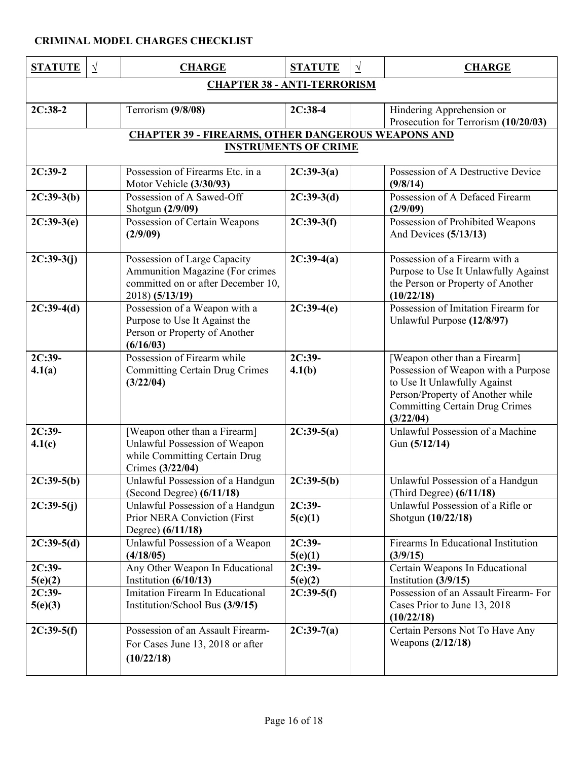**CRIMINAL MODEL CHARGES CHECKLIST**

| **STATUTE** | **√** | **CHARGE** | **STATUTE** | **√** | **CHARGE** |
|---|---|---|---|---|---|
| **CHAPTER 38 - ANTI-TERRORISM** | | | | | |
| **2C:38-2** | | Terrorism **(9/8/08)** | **2C:38-4** | | Hindering Apprehension or Prosecution for Terrorism **(10/20/03)** |
| **CHAPTER 39 - FIREARMS, OTHER DANGEROUS WEAPONS AND INSTRUMENTS OF CRIME** | | | | | |
| **2C:39-2** | | Possession of Firearms Etc. in a Motor Vehicle **(3/30/93)** | **2C:39-3(a)** | | Possession of A Destructive Device **(9/8/14)** |
| **2C:39-3(b)** | | Possession of A Sawed-Off Shotgun **(2/9/09)** | **2C:39-3(d)** | | Possession of A Defaced Firearm **(2/9/09)** |
| **2C:39-3(e)** | | Possession of Certain Weapons **(2/9/09)** | **2C:39-3(f)** | | Possession of Prohibited Weapons And Devices **(5/13/13)** |
| **2C:39-3(j)** | | Possession of Large Capacity Ammunition Magazine (For crimes committed on or after December 10, 2018) **(5/13/19)** | **2C:39-4(a)** | | Possession of a Firearm with a Purpose to Use It Unlawfully Against the Person or Property of Another **(10/22/18)** |
| **2C:39-4(d)** | | Possession of a Weapon with a Purpose to Use It Against the Person or Property of Another **(6/16/03)** | **2C:39-4(e)** | | Possession of Imitation Firearm for Unlawful Purpose **(12/8/97)** |
| **2C:39-4.1(a)** | | Possession of Firearm while Committing Certain Drug Crimes **(3/22/04)** | **2C:39-4.1(b)** | | [Weapon other than a Firearm] Possession of Weapon with a Purpose to Use It Unlawfully Against Person/Property of Another while Committing Certain Drug Crimes **(3/22/04)** |
| **2C:39-4.1(c)** | | [Weapon other than a Firearm] Unlawful Possession of Weapon while Committing Certain Drug Crimes **(3/22/04)** | **2C:39-5(a)** | | Unlawful Possession of a Machine Gun **(5/12/14)** |
| **2C:39-5(b)** | | Unlawful Possession of a Handgun (Second Degree) **(6/11/18)** | **2C:39-5(b)** | | Unlawful Possession of a Handgun (Third Degree) **(6/11/18)** |
| **2C:39-5(j)** | | Unlawful Possession of a Handgun Prior NERA Conviction (First Degree) **(6/11/18)** | **2C:39-5(c)(1)** | | Unlawful Possession of a Rifle or Shotgun **(10/22/18)** |
| **2C:39-5(d)** | | Unlawful Possession of a Weapon **(4/18/05)** | **2C:39-5(e)(1)** | | Firearms In Educational Institution **(3/9/15)** |
| **2C:39-5(e)(2)** | | Any Other Weapon In Educational Institution **(6/10/13)** | **2C:39-5(e)(2)** | | Certain Weapons In Educational Institution **(3/9/15)** |
| **2C:39-5(e)(3)** | | Imitation Firearm In Educational Institution/School Bus **(3/9/15)** | **2C:39-5(f)** | | Possession of an Assault Firearm- For Cases Prior to June 13, 2018 **(10/22/18)** |
| **2C:39-5(f)** | | Possession of an Assault Firearm- For Cases June 13, 2018 or after **(10/22/18)** | **2C:39-7(a)** | | Certain Persons Not To Have Any Weapons **(2/12/18)** |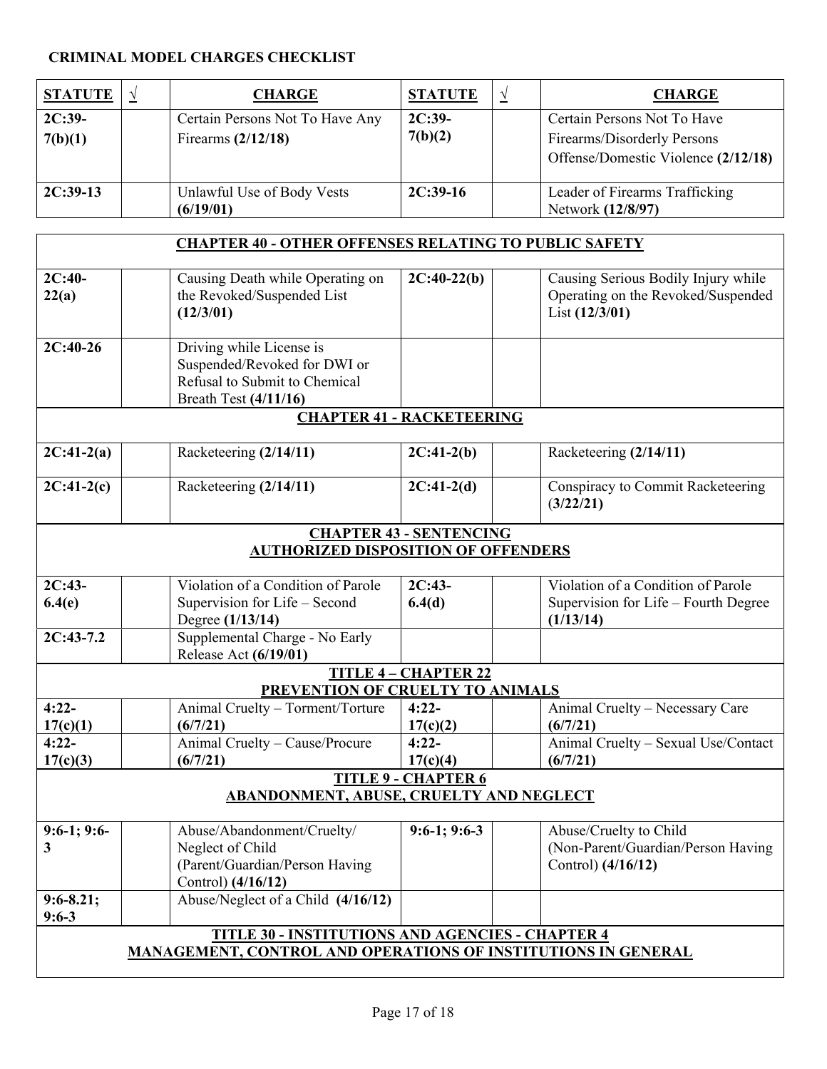**CRIMINAL MODEL CHARGES CHECKLIST**

| **STATUTE** | **√** | **CHARGE** | **STATUTE** | **√** | **CHARGE** |
|---|---|---|---|---|---|
| **2C:39-7(b)(1)** | | Certain Persons Not To Have Any Firearms **(2/12/18)** | **2C:39-7(b)(2)** | | Certain Persons Not To Have Firearms/Disorderly Persons Offense/Domestic Violence **(2/12/18)** |
| **2C:39-13** | | Unlawful Use of Body Vests **(6/19/01)** | **2C:39-16** | | Leader of Firearms Trafficking Network **(12/8/97)** |
| **CHAPTER 40 - OTHER OFFENSES RELATING TO PUBLIC SAFETY** | | | | | |
| **2C:40-22(a)** | | Causing Death while Operating on the Revoked/Suspended List **(12/3/01)** | **2C:40-22(b)** | | Causing Serious Bodily Injury while Operating on the Revoked/Suspended List **(12/3/01)** |
| **2C:40-26** | | Driving while License is Suspended/Revoked for DWI or Refusal to Submit to Chemical Breath Test **(4/11/16)** | | | |
| **CHAPTER 41 - RACKETEERING** | | | | | |
| **2C:41-2(a)** | | Racketeering **(2/14/11)** | **2C:41-2(b)** | | Racketeering **(2/14/11)** |
| **2C:41-2(c)** | | Racketeering **(2/14/11)** | **2C:41-2(d)** | | Conspiracy to Commit Racketeering **(3/22/21)** |
| **CHAPTER 43 - SENTENCING AUTHORIZED DISPOSITION OF OFFENDERS** | | | | | |
| **2C:43-6.4(e)** | | Violation of a Condition of Parole Supervision for Life – Second Degree **(1/13/14)** | **2C:43-6.4(d)** | | Violation of a Condition of Parole Supervision for Life – Fourth Degree **(1/13/14)** |
| **2C:43-7.2** | | Supplemental Charge - No Early Release Act **(6/19/01)** | | | |
| **TITLE 4 – CHAPTER 22 PREVENTION OF CRUELTY TO ANIMALS** | | | | | |
| **4:22-17(c)(1)** | | Animal Cruelty – Torment/Torture **(6/7/21)** | **4:22-17(c)(2)** | | Animal Cruelty – Necessary Care **(6/7/21)** |
| **4:22-17(c)(3)** | | Animal Cruelty – Cause/Procure **(6/7/21)** | **4:22-17(c)(4)** | | Animal Cruelty – Sexual Use/Contact **(6/7/21)** |
| **TITLE 9 - CHAPTER 6 ABANDONMENT, ABUSE, CRUELTY AND NEGLECT** | | | | | |
| **9:6-1; 9:6-3** | | Abuse/Abandonment/Cruelty/ Neglect of Child (Parent/Guardian/Person Having Control) **(4/16/12)** | **9:6-1; 9:6-3** | | Abuse/Cruelty to Child (Non-Parent/Guardian/Person Having Control) **(4/16/12)** |
| **9:6-8.21; 9:6-3** | | Abuse/Neglect of a Child **(4/16/12)** | | | |
| **TITLE 30 - INSTITUTIONS AND AGENCIES - CHAPTER 4 MANAGEMENT, CONTROL AND OPERATIONS OF INSTITUTIONS IN GENERAL** | | | | | |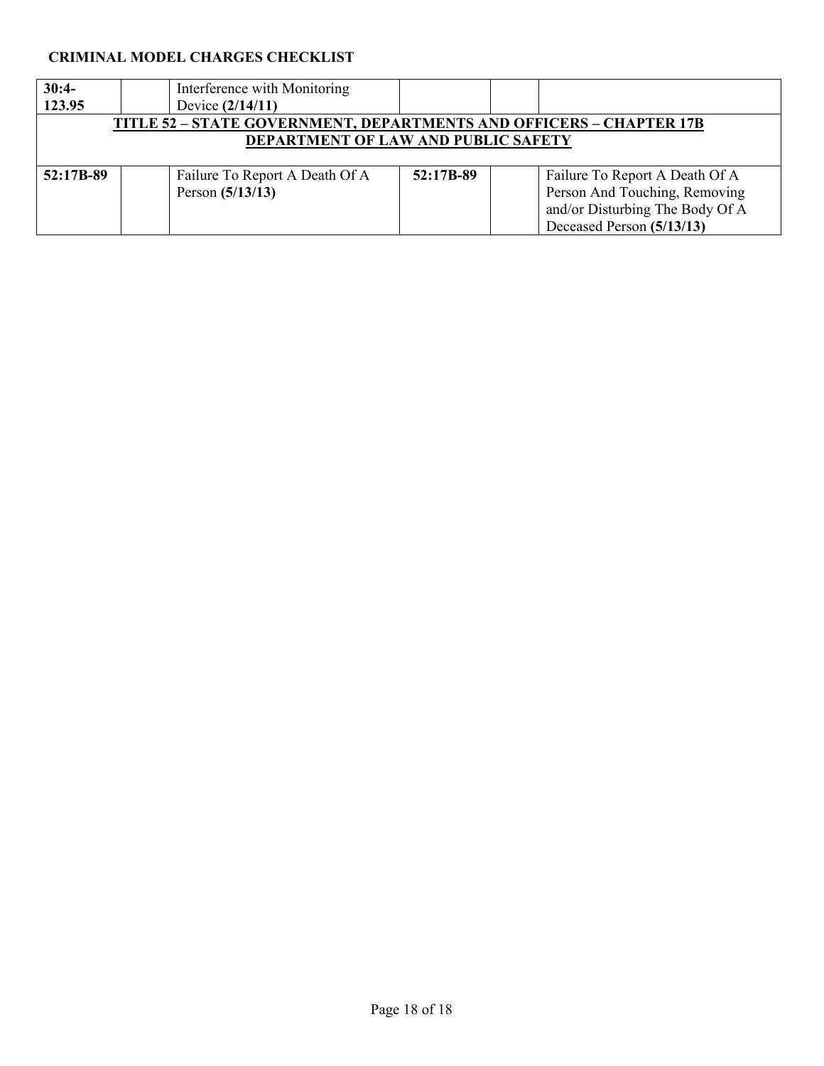**CRIMINAL MODEL CHARGES CHECKLIST**

| | | | | | |
|---|---|---|---|---|---|
| **30:4-123.95** | | Interference with Monitoring Device **(2/14/11)** | | | |
| **TITLE 52 – STATE GOVERNMENT, DEPARTMENTS AND OFFICERS – CHAPTER 17B DEPARTMENT OF LAW AND PUBLIC SAFETY** | | | | | |
| **52:17B-89** | | Failure To Report A Death Of A Person **(5/13/13)** | **52:17B-89** | | Failure To Report A Death Of A Person And Touching, Removing and/or Disturbing The Body Of A Deceased Person **(5/13/13)** |